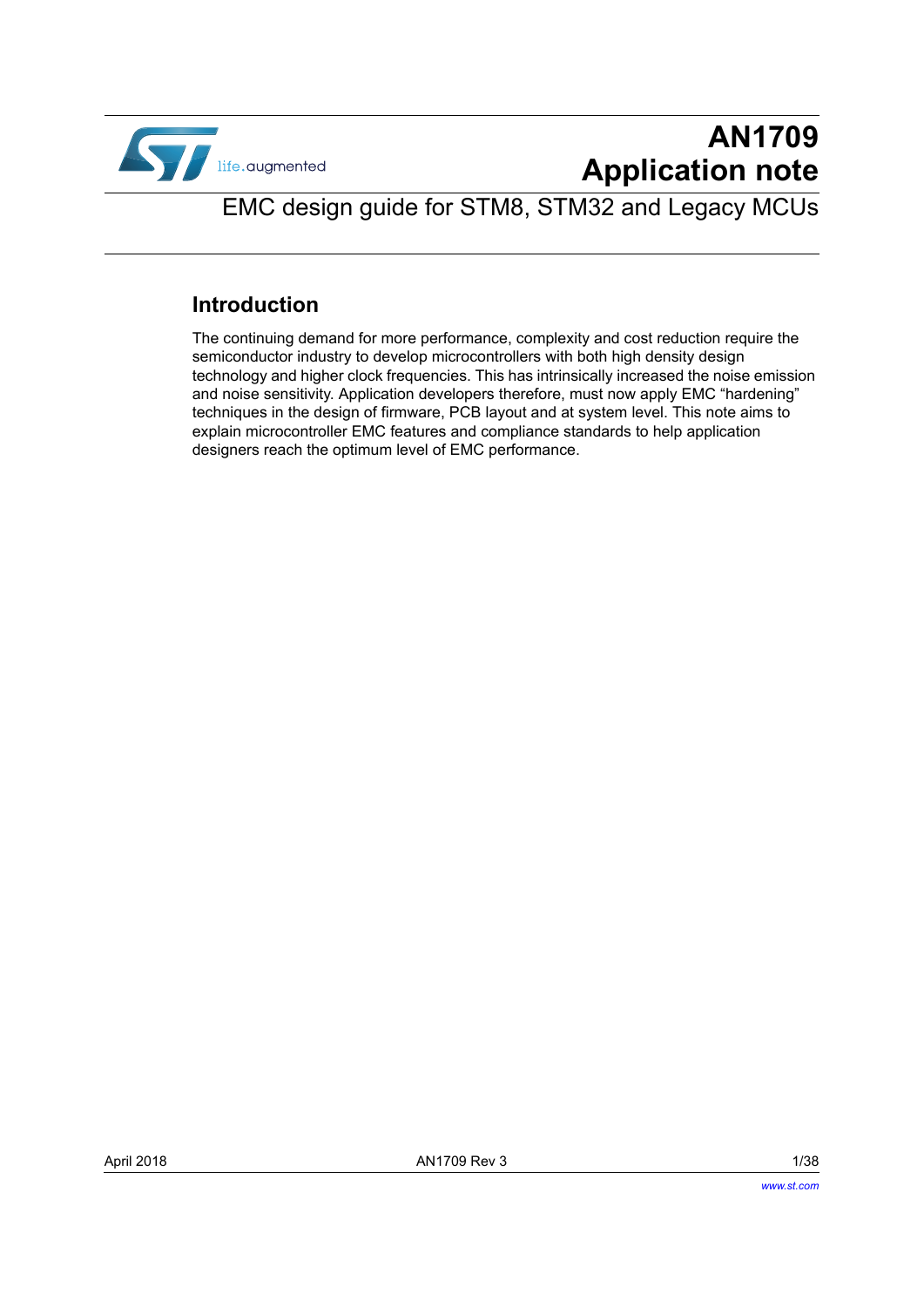# AN1709
# Application note

## EMC design guide for STM8, STM32 and Legacy MCUs

### Introduction

The continuing demand for more performance, complexity and cost reduction require the semiconductor industry to develop microcontrollers with both high density design technology and higher clock frequencies. This has intrinsically increased the noise emission and noise sensitivity. Application developers therefore, must now apply EMC “hardening” techniques in the design of firmware, PCB layout and at system level. This note aims to explain microcontroller EMC features and compliance standards to help application designers reach the optimum level of EMC performance.

April 2018 AN1709 Rev 3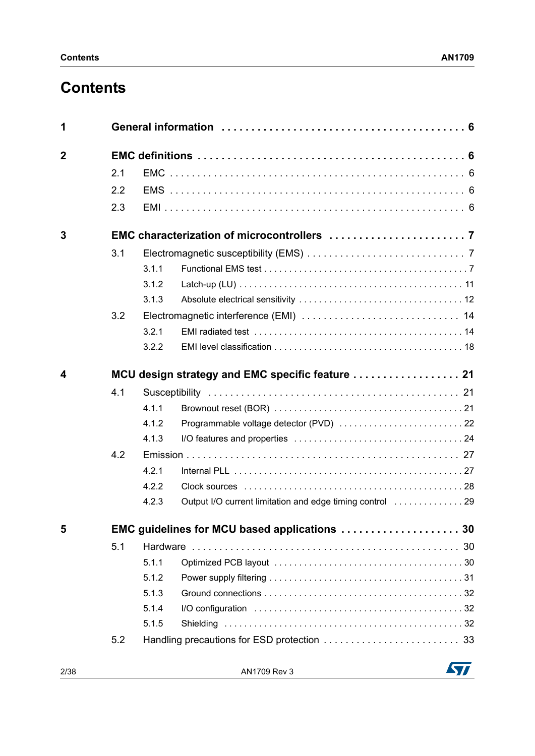# Contents

**1 General information** . . . . . . . . . . . . . . . . . . . . . . . . . . . . . . . . . . . . **6**

**2 EMC definitions** . . . . . . . . . . . . . . . . . . . . . . . . . . . . . . . . . . . . . . . **6**

- 2.1 EMC . . . . . . . . . . . . . . . . . . . . . . . . . . . . . . . . . . . . . . . . . . . . . 6
- 2.2 EMS . . . . . . . . . . . . . . . . . . . . . . . . . . . . . . . . . . . . . . . . . . . . . 6
- 2.3 EMI . . . . . . . . . . . . . . . . . . . . . . . . . . . . . . . . . . . . . . . . . . . . . 6

**3 EMC characterization of microcontrollers** . . . . . . . . . . . . . . . . . . . . . . **7**

- 3.1 Electromagnetic susceptibility (EMS) . . . . . . . . . . . . . . . . . . . . . . . . 7
  - 3.1.1 Functional EMS test . . . . . . . . . . . . . . . . . . . . . . . . . . . . . . . . 7
  - 3.1.2 Latch-up (LU) . . . . . . . . . . . . . . . . . . . . . . . . . . . . . . . . . . . 11
  - 3.1.3 Absolute electrical sensitivity . . . . . . . . . . . . . . . . . . . . . . . . . . 12
- 3.2 Electromagnetic interference (EMI) . . . . . . . . . . . . . . . . . . . . . . . . 14
  - 3.2.1 EMI radiated test . . . . . . . . . . . . . . . . . . . . . . . . . . . . . . . . . 14
  - 3.2.2 EMI level classification . . . . . . . . . . . . . . . . . . . . . . . . . . . . . 18

**4 MCU design strategy and EMC specific feature** . . . . . . . . . . . . . . . . . . **21**

- 4.1 Susceptibility . . . . . . . . . . . . . . . . . . . . . . . . . . . . . . . . . . . . . . . 21
  - 4.1.1 Brownout reset (BOR) . . . . . . . . . . . . . . . . . . . . . . . . . . . . . . 21
  - 4.1.2 Programmable voltage detector (PVD) . . . . . . . . . . . . . . . . . . . . 22
  - 4.1.3 I/O features and properties . . . . . . . . . . . . . . . . . . . . . . . . . . . 24
- 4.2 Emission . . . . . . . . . . . . . . . . . . . . . . . . . . . . . . . . . . . . . . . . . . 27
  - 4.2.1 Internal PLL . . . . . . . . . . . . . . . . . . . . . . . . . . . . . . . . . . . . . 27
  - 4.2.2 Clock sources . . . . . . . . . . . . . . . . . . . . . . . . . . . . . . . . . . . . 28
  - 4.2.3 Output I/O current limitation and edge timing control . . . . . . . . . . . 29

**5 EMC guidelines for MCU based applications** . . . . . . . . . . . . . . . . . . . **30**

- 5.1 Hardware . . . . . . . . . . . . . . . . . . . . . . . . . . . . . . . . . . . . . . . . . . 30
  - 5.1.1 Optimized PCB layout . . . . . . . . . . . . . . . . . . . . . . . . . . . . . . . 30
  - 5.1.2 Power supply filtering . . . . . . . . . . . . . . . . . . . . . . . . . . . . . . . 31
  - 5.1.3 Ground connections . . . . . . . . . . . . . . . . . . . . . . . . . . . . . . . . 32
  - 5.1.4 I/O configuration . . . . . . . . . . . . . . . . . . . . . . . . . . . . . . . . . . 32
  - 5.1.5 Shielding . . . . . . . . . . . . . . . . . . . . . . . . . . . . . . . . . . . . . . . 32
- 5.2 Handling precautions for ESD protection . . . . . . . . . . . . . . . . . . . . . 33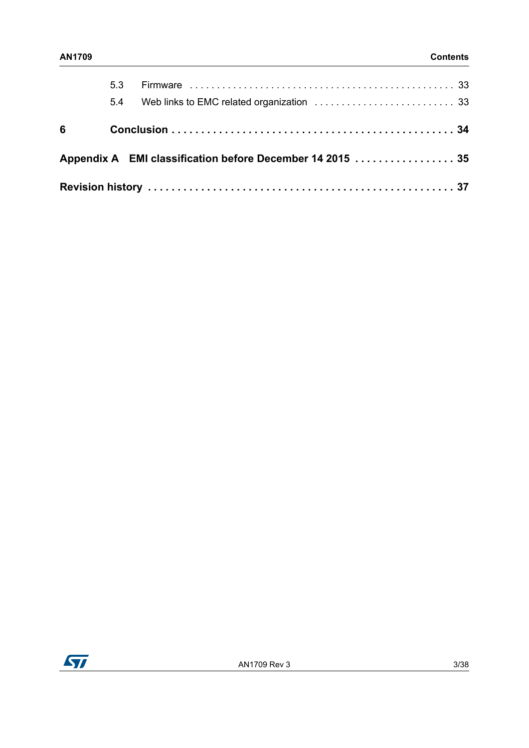5.3 Firmware . . . . . . . . . . . . . . . . . . . . . . . . . . . . . . . . . . . . . . . . . . . . . . . 33

5.4 Web links to EMC related organization . . . . . . . . . . . . . . . . . . . . . . . . . 33

**6 Conclusion . . . . . . . . . . . . . . . . . . . . . . . . . . . . . . . . . . . . . . . . . . . . . . . 34**

**Appendix A EMI classification before December 14 2015 . . . . . . . . . . . . . . . . . 35**

**Revision history . . . . . . . . . . . . . . . . . . . . . . . . . . . . . . . . . . . . . . . . . . . . . . . . 37**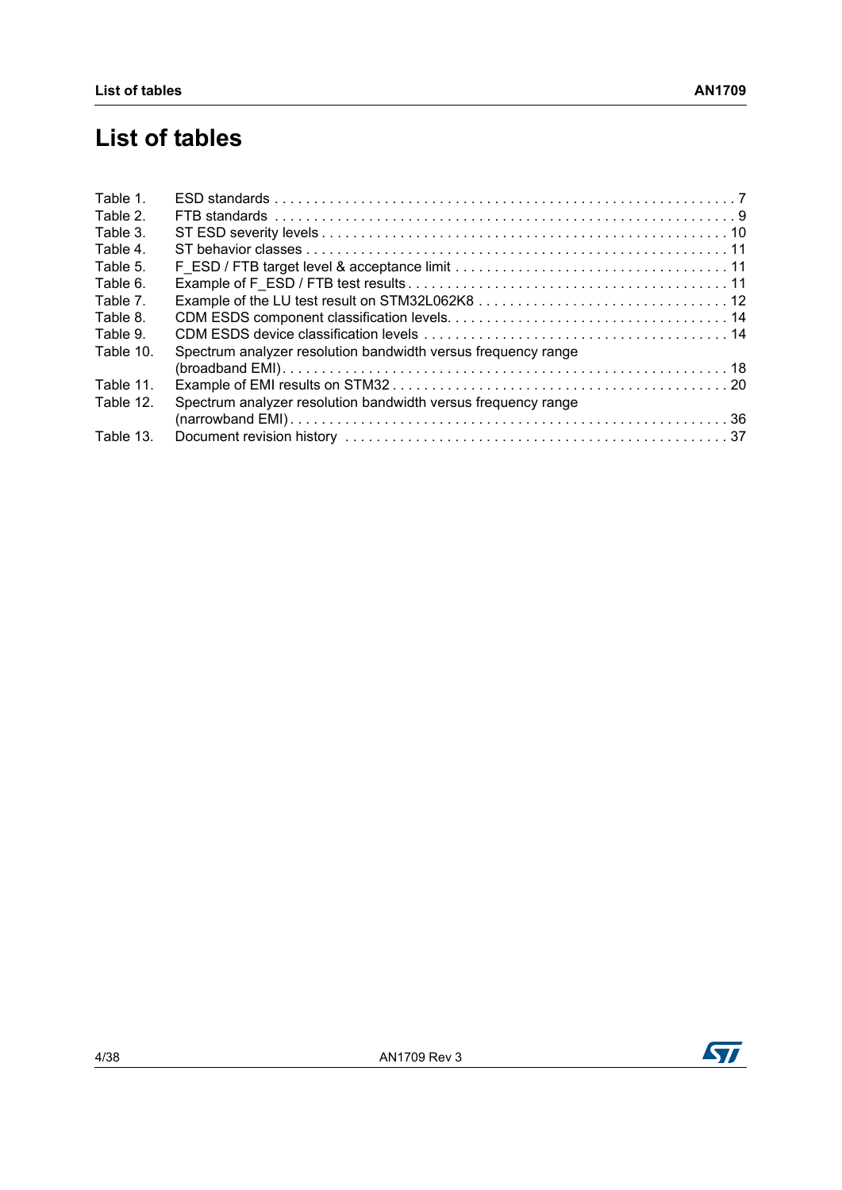# List of tables

Table 1. ESD standards . . . . . . . . . . . . . . . . . . . . . . . . . . . . . . . . . . . . . . . . . . . . . . . . . . . . . . . . . . . 7
Table 2. FTB standards . . . . . . . . . . . . . . . . . . . . . . . . . . . . . . . . . . . . . . . . . . . . . . . . . . . . . . . . . . . 9
Table 3. ST ESD severity levels . . . . . . . . . . . . . . . . . . . . . . . . . . . . . . . . . . . . . . . . . . . . . . . . . . . . 10
Table 4. ST behavior classes . . . . . . . . . . . . . . . . . . . . . . . . . . . . . . . . . . . . . . . . . . . . . . . . . . . . . . 11
Table 5. F_ESD / FTB target level & acceptance limit . . . . . . . . . . . . . . . . . . . . . . . . . . . . . . . . . . . 11
Table 6. Example of F_ESD / FTB test results . . . . . . . . . . . . . . . . . . . . . . . . . . . . . . . . . . . . . . . . . 11
Table 7. Example of the LU test result on STM32L062K8 . . . . . . . . . . . . . . . . . . . . . . . . . . . . . . . . 12
Table 8. CDM ESDS component classification levels. . . . . . . . . . . . . . . . . . . . . . . . . . . . . . . . . . . 14
Table 9. CDM ESDS device classification levels . . . . . . . . . . . . . . . . . . . . . . . . . . . . . . . . . . . . . . 14
Table 10. Spectrum analyzer resolution bandwidth versus frequency range (broadband EMI). . . . . . . . . . . . . . . . . . . . . . . . . . . . . . . . . . . . . . . . . . . . . . . . . . . . . . . . . 18
Table 11. Example of EMI results on STM32 . . . . . . . . . . . . . . . . . . . . . . . . . . . . . . . . . . . . . . . . . . 20
Table 12. Spectrum analyzer resolution bandwidth versus frequency range (narrowband EMI) . . . . . . . . . . . . . . . . . . . . . . . . . . . . . . . . . . . . . . . . . . . . . . . . . . . . . . . 36
Table 13. Document revision history . . . . . . . . . . . . . . . . . . . . . . . . . . . . . . . . . . . . . . . . . . . . . . . . . 37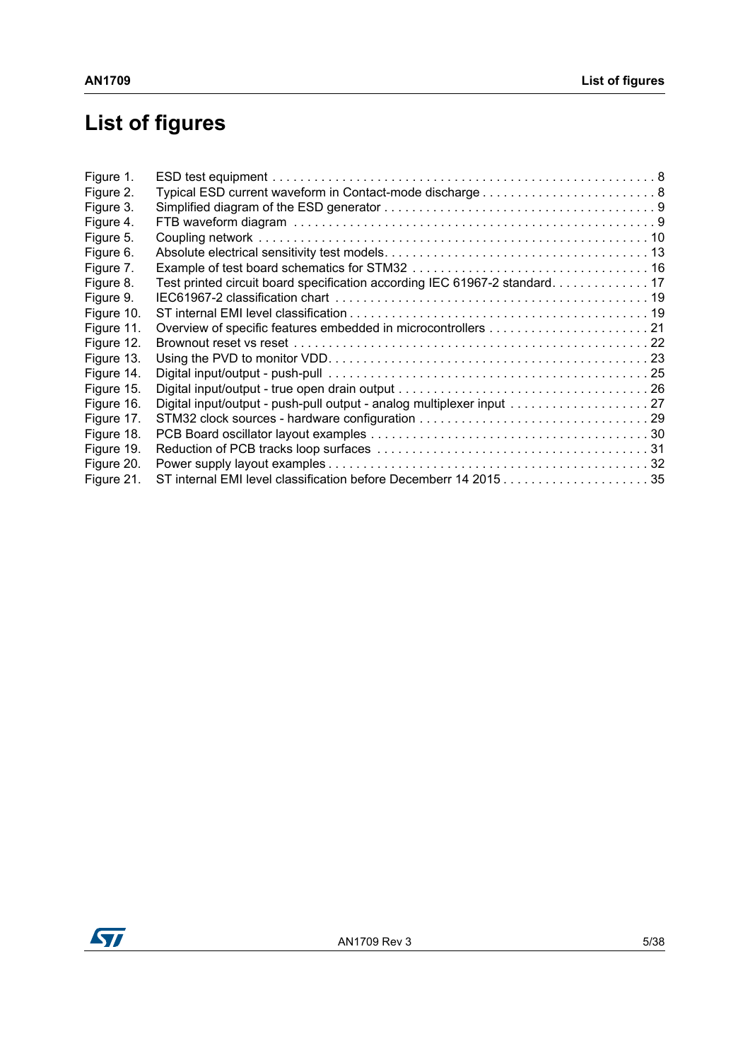# List of figures

Figure 1. ESD test equipment . . . . . . . . . . . . . . . . . . . . . . . . . . . . . . . . . . . . . . . . . . . . . . . . . . . . . 8
Figure 2. Typical ESD current waveform in Contact-mode discharge . . . . . . . . . . . . . . . . . . . . . . . . . 8
Figure 3. Simplified diagram of the ESD generator . . . . . . . . . . . . . . . . . . . . . . . . . . . . . . . . . . . . . . 9
Figure 4. FTB waveform diagram . . . . . . . . . . . . . . . . . . . . . . . . . . . . . . . . . . . . . . . . . . . . . . . . . . . 9
Figure 5. Coupling network . . . . . . . . . . . . . . . . . . . . . . . . . . . . . . . . . . . . . . . . . . . . . . . . . . . . . . 10
Figure 6. Absolute electrical sensitivity test models. . . . . . . . . . . . . . . . . . . . . . . . . . . . . . . . . . . . . 13
Figure 7. Example of test board schematics for STM32 . . . . . . . . . . . . . . . . . . . . . . . . . . . . . . . . . 16
Figure 8. Test printed circuit board specification according IEC 61967-2 standard. . . . . . . . . . . . . . 17
Figure 9. IEC61967-2 classification chart . . . . . . . . . . . . . . . . . . . . . . . . . . . . . . . . . . . . . . . . . . . 19
Figure 10. ST internal EMI level classification . . . . . . . . . . . . . . . . . . . . . . . . . . . . . . . . . . . . . . . . . . 19
Figure 11. Overview of specific features embedded in microcontrollers . . . . . . . . . . . . . . . . . . . . . . . 21
Figure 12. Brownout reset vs reset . . . . . . . . . . . . . . . . . . . . . . . . . . . . . . . . . . . . . . . . . . . . . . . . . 22
Figure 13. Using the PVD to monitor VDD. . . . . . . . . . . . . . . . . . . . . . . . . . . . . . . . . . . . . . . . . . . . . 23
Figure 14. Digital input/output - push-pull . . . . . . . . . . . . . . . . . . . . . . . . . . . . . . . . . . . . . . . . . . . . 25
Figure 15. Digital input/output - true open drain output . . . . . . . . . . . . . . . . . . . . . . . . . . . . . . . . . . . 26
Figure 16. Digital input/output - push-pull output - analog multiplexer input . . . . . . . . . . . . . . . . . . . . 27
Figure 17. STM32 clock sources - hardware configuration . . . . . . . . . . . . . . . . . . . . . . . . . . . . . . . . 29
Figure 18. PCB Board oscillator layout examples . . . . . . . . . . . . . . . . . . . . . . . . . . . . . . . . . . . . . . . 30
Figure 19. Reduction of PCB tracks loop surfaces . . . . . . . . . . . . . . . . . . . . . . . . . . . . . . . . . . . . . . 31
Figure 20. Power supply layout examples . . . . . . . . . . . . . . . . . . . . . . . . . . . . . . . . . . . . . . . . . . . . . 32
Figure 21. ST internal EMI level classification before Decemberr 14 2015 . . . . . . . . . . . . . . . . . . . . . 35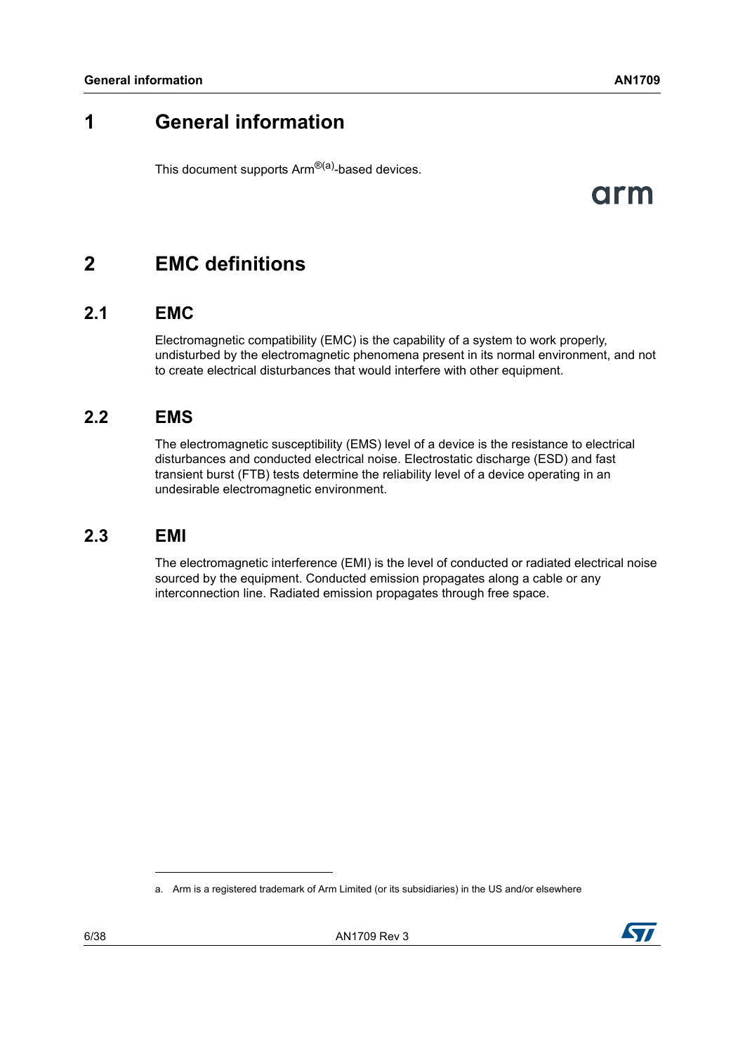# 1 General information

This document supports Arm®[a]-based devices.

# 2 EMC definitions

## 2.1 EMC

Electromagnetic compatibility (EMC) is the capability of a system to work properly, undisturbed by the electromagnetic phenomena present in its normal environment, and not to create electrical disturbances that would interfere with other equipment.

## 2.2 EMS

The electromagnetic susceptibility (EMS) level of a device is the resistance to electrical disturbances and conducted electrical noise. Electrostatic discharge (ESD) and fast transient burst (FTB) tests determine the reliability level of a device operating in an undesirable electromagnetic environment.

## 2.3 EMI

The electromagnetic interference (EMI) is the level of conducted or radiated electrical noise sourced by the equipment. Conducted emission propagates along a cable or any interconnection line. Radiated emission propagates through free space.

a. Arm is a registered trademark of Arm Limited (or its subsidiaries) in the US and/or elsewhere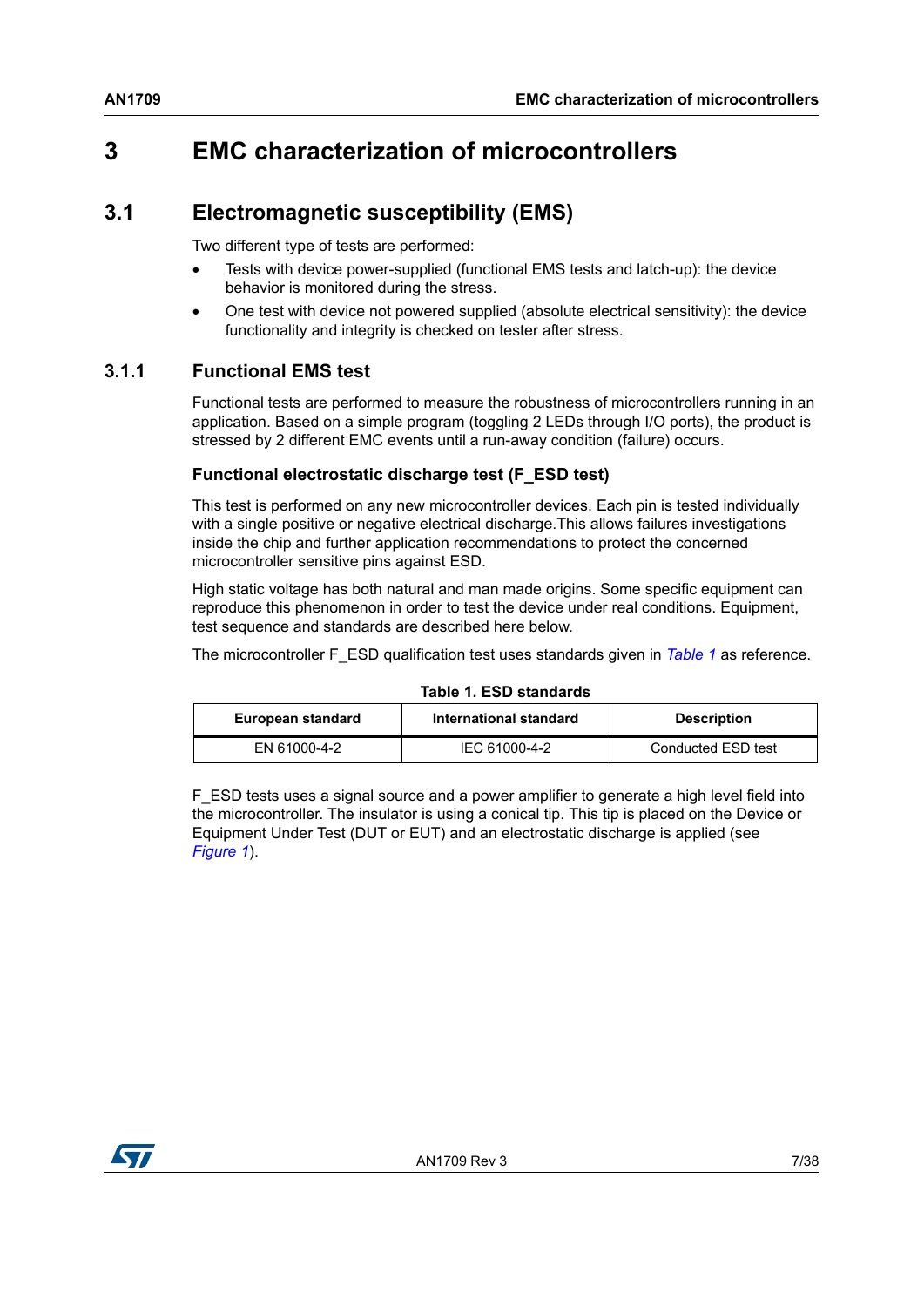# 3 EMC characterization of microcontrollers

## 3.1 Electromagnetic susceptibility (EMS)

Two different type of tests are performed:

- Tests with device power-supplied (functional EMS tests and latch-up): the device behavior is monitored during the stress.
- One test with device not powered supplied (absolute electrical sensitivity): the device functionality and integrity is checked on tester after stress.

### 3.1.1 Functional EMS test

Functional tests are performed to measure the robustness of microcontrollers running in an application. Based on a simple program (toggling 2 LEDs through I/O ports), the product is stressed by 2 different EMC events until a run-away condition (failure) occurs.

#### Functional electrostatic discharge test (F_ESD test)

This test is performed on any new microcontroller devices. Each pin is tested individually with a single positive or negative electrical discharge.This allows failures investigations inside the chip and further application recommendations to protect the concerned microcontroller sensitive pins against ESD.

High static voltage has both natural and man made origins. Some specific equipment can reproduce this phenomenon in order to test the device under real conditions. Equipment, test sequence and standards are described here below.

The microcontroller F_ESD qualification test uses standards given in *Table 1* as reference.

**Table 1. ESD standards**

| European standard | International standard | Description |
|---|---|---|
| EN 61000-4-2 | IEC 61000-4-2 | Conducted ESD test |

F_ESD tests uses a signal source and a power amplifier to generate a high level field into the microcontroller. The insulator is using a conical tip. This tip is placed on the Device or Equipment Under Test (DUT or EUT) and an electrostatic discharge is applied (see *Figure 1*).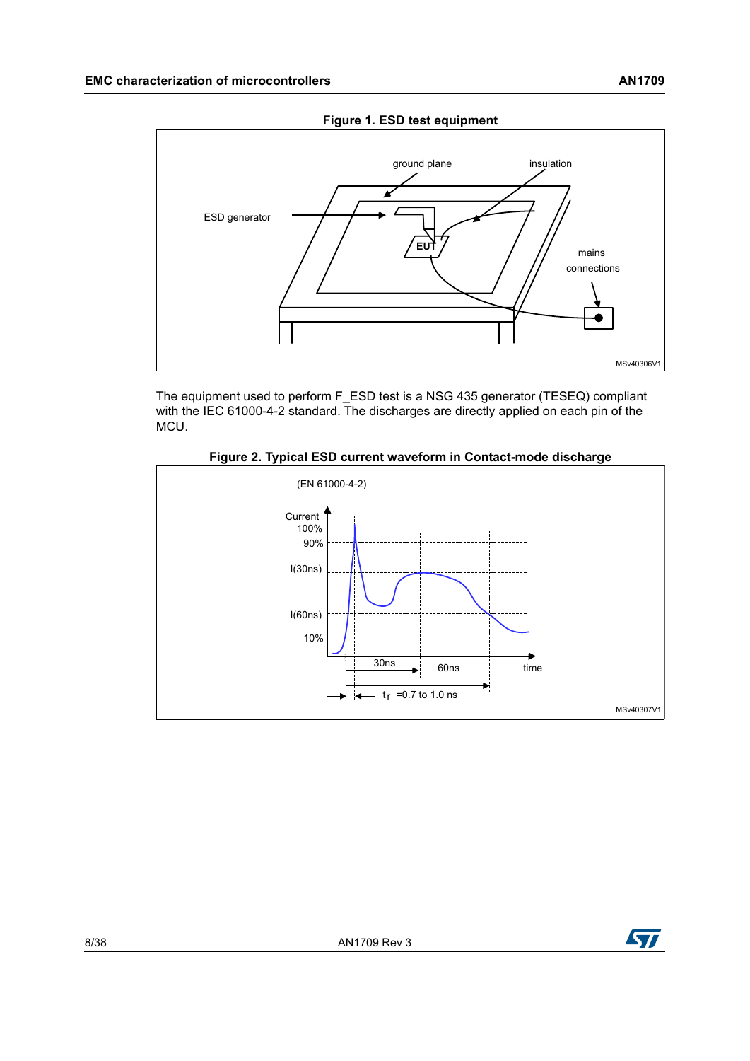**Figure 1. ESD test equipment**

The equipment used to perform F_ESD test is a NSG 435 generator (TESEQ) compliant with the IEC 61000-4-2 standard. The discharges are directly applied on each pin of the MCU.

**Figure 2. Typical ESD current waveform in Contact-mode discharge**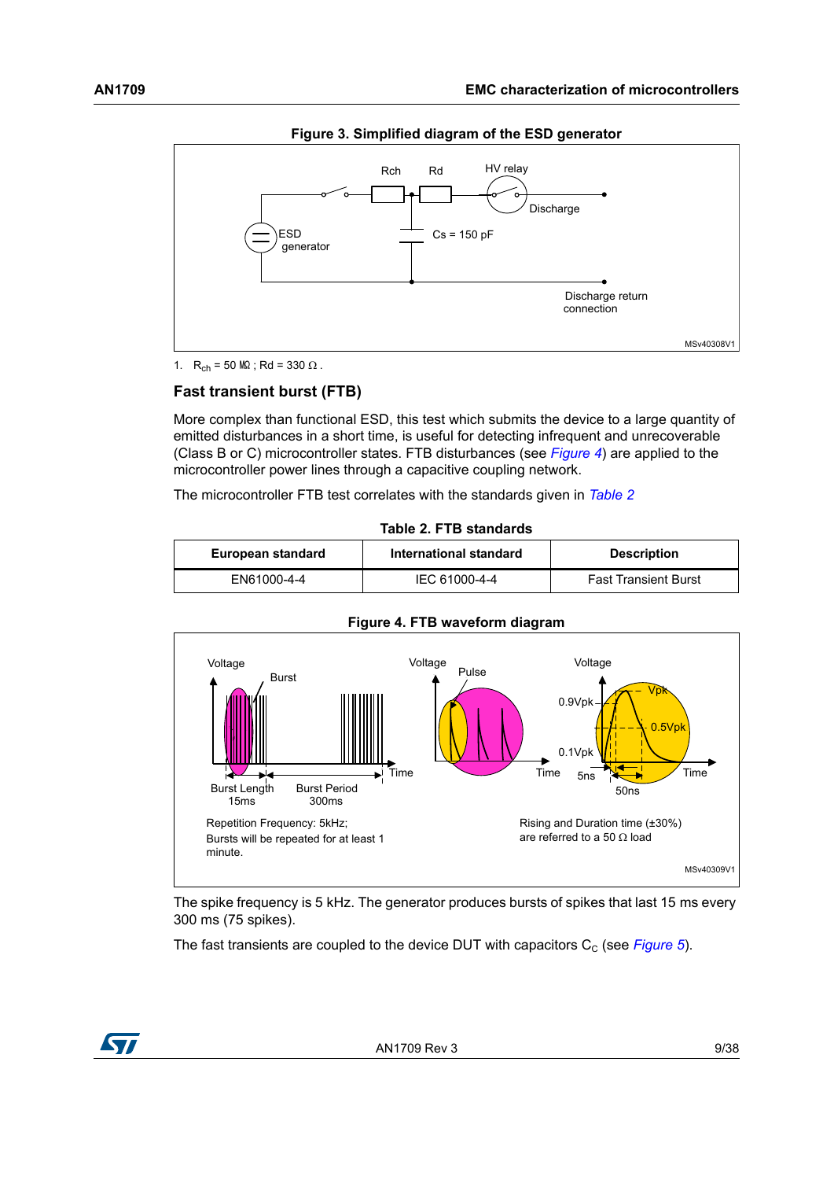**Figure 3. Simplified diagram of the ESD generator**

1. $R_{ch}$ = 50 MΩ ; Rd = 330 Ω .

## Fast transient burst (FTB)

More complex than functional ESD, this test which submits the device to a large quantity of emitted disturbances in a short time, is useful for detecting infrequent and unrecoverable (Class B or C) microcontroller states. FTB disturbances (see *Figure 4*) are applied to the microcontroller power lines through a capacitive coupling network.

The microcontroller FTB test correlates with the standards given in *Table 2*

**Table 2. FTB standards**

| European standard | International standard | Description |
| --- | --- | --- |
| EN61000-4-4 | IEC 61000-4-4 | Fast Transient Burst |

**Figure 4. FTB waveform diagram**

The spike frequency is 5 kHz. The generator produces bursts of spikes that last 15 ms every 300 ms (75 spikes).

The fast transients are coupled to the device DUT with capacitors $C_C$ (see *Figure 5*).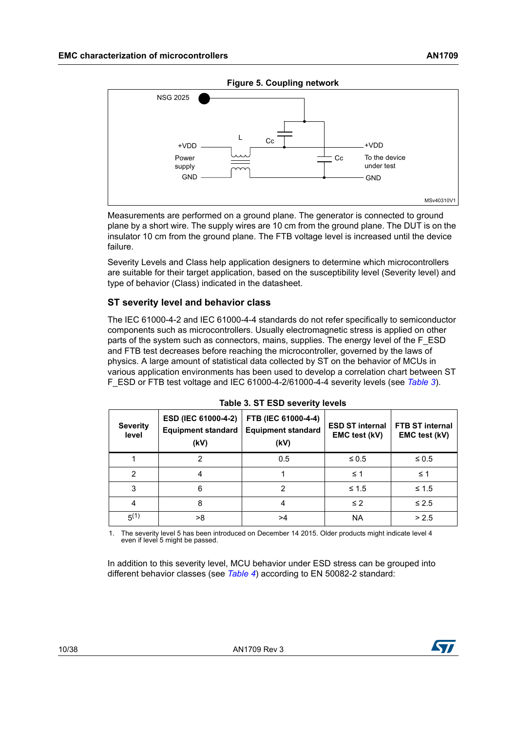**Figure 5. Coupling network**

Measurements are performed on a ground plane. The generator is connected to ground plane by a short wire. The supply wires are 10 cm from the ground plane. The DUT is on the insulator 10 cm from the ground plane. The FTB voltage level is increased until the device failure.

Severity Levels and Class help application designers to determine which microcontrollers are suitable for their target application, based on the susceptibility level (Severity level) and type of behavior (Class) indicated in the datasheet.

### ST severity level and behavior class

The IEC 61000-4-2 and IEC 61000-4-4 standards do not refer specifically to semiconductor components such as microcontrollers. Usually electromagnetic stress is applied on other parts of the system such as connectors, mains, supplies. The energy level of the F_ESD and FTB test decreases before reaching the microcontroller, governed by the laws of physics. A large amount of statistical data collected by ST on the behavior of MCUs in various application environments has been used to develop a correlation chart between ST F_ESD or FTB test voltage and IEC 61000-4-2/61000-4-4 severity levels (see *Table 3*).

**Table 3. ST ESD severity levels**

| Severity level | ESD (IEC 61000-4-2) Equipment standard (kV) | FTB (IEC 61000-4-4) Equipment standard (kV) | ESD ST internal EMC test (kV) | FTB ST internal EMC test (kV) |
|---|---|---|---|---|
| 1 | 2 | 0.5 | ≤ 0.5 | ≤ 0.5 |
| 2 | 4 | 1 | ≤ 1 | ≤ 1 |
| 3 | 6 | 2 | ≤ 1.5 | ≤ 1.5 |
| 4 | 8 | 4 | ≤ 2 | ≤ 2.5 |
| 5(1) | >8 | >4 | NA | > 2.5 |

1. The severity level 5 has been introduced on December 14 2015. Older products might indicate level 4 even if level 5 might be passed.

In addition to this severity level, MCU behavior under ESD stress can be grouped into different behavior classes (see *Table 4*) according to EN 50082-2 standard: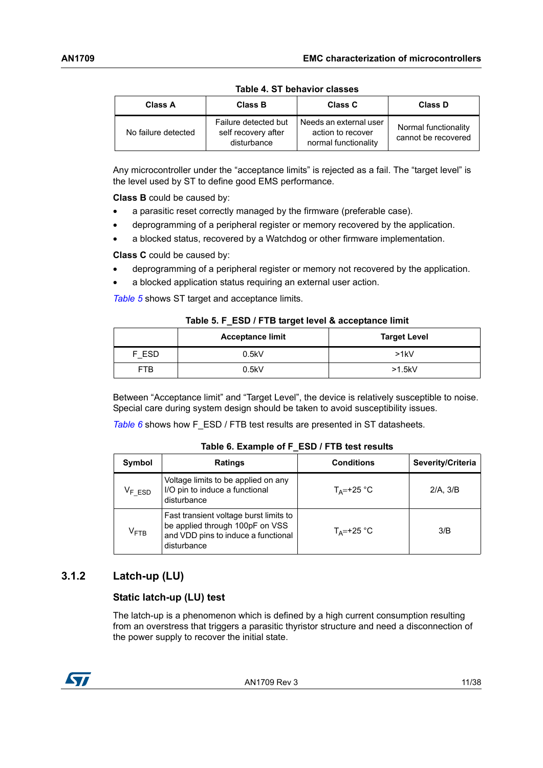Table 4. ST behavior classes

| Class A | Class B | Class C | Class D |
|---|---|---|---|
| No failure detected | Failure detected but self recovery after disturbance | Needs an external user action to recover normal functionality | Normal functionality cannot be recovered |

Any microcontroller under the “acceptance limits” is rejected as a fail. The “target level” is the level used by ST to define good EMS performance.

**Class B** could be caused by:

- a parasitic reset correctly managed by the firmware (preferable case).
- deprogramming of a peripheral register or memory recovered by the application.
- a blocked status, recovered by a Watchdog or other firmware implementation.

**Class C** could be caused by:

- deprogramming of a peripheral register or memory not recovered by the application.
- a blocked application status requiring an external user action.

*Table 5* shows ST target and acceptance limits.

Table 5. F_ESD / FTB target level & acceptance limit

| | Acceptance limit | Target Level |
|---|---|---|
| F_ESD | 0.5kV | >1kV |
| FTB | 0.5kV | >1.5kV |

Between “Acceptance limit” and “Target Level”, the device is relatively susceptible to noise. Special care during system design should be taken to avoid susceptibility issues.

*Table 6* shows how F_ESD / FTB test results are presented in ST datasheets.

Table 6. Example of F_ESD / FTB test results

| Symbol | Ratings | Conditions | Severity/Criteria |
|---|---|---|---|
| $V_{F\_ESD}$ | Voltage limits to be applied on any I/O pin to induce a functional disturbance | $T_A$=+25 °C | 2/A, 3/B |
| $V_{FTB}$ | Fast transient voltage burst limits to be applied through 100pF on VSS and VDD pins to induce a functional disturbance | $T_A$=+25 °C | 3/B |

### 3.1.2 Latch-up (LU)

#### Static latch-up (LU) test

The latch-up is a phenomenon which is defined by a high current consumption resulting from an overstress that triggers a parasitic thyristor structure and need a disconnection of the power supply to recover the initial state.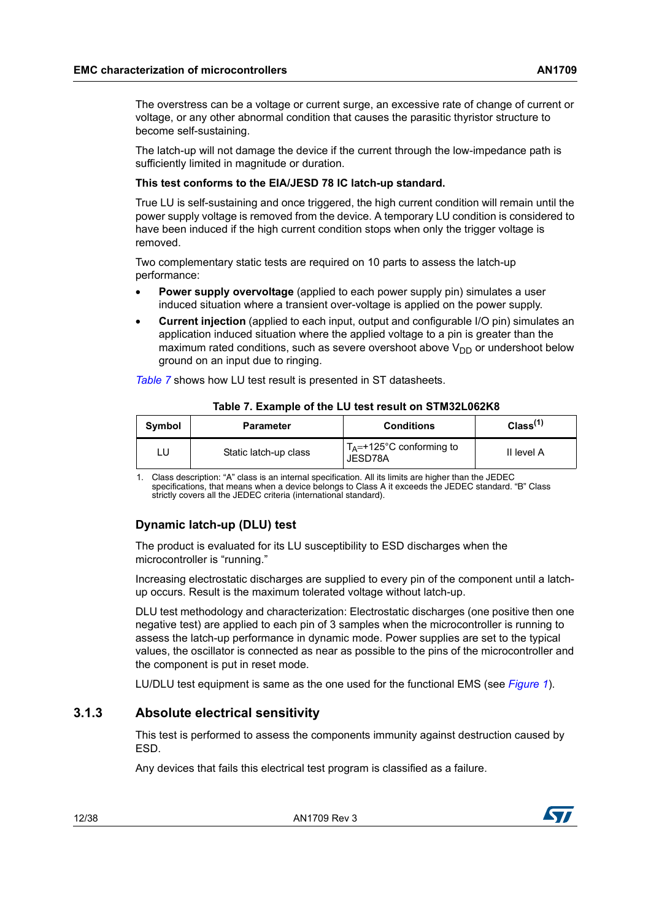The overstress can be a voltage or current surge, an excessive rate of change of current or voltage, or any other abnormal condition that causes the parasitic thyristor structure to become self-sustaining.

The latch-up will not damage the device if the current through the low-impedance path is sufficiently limited in magnitude or duration.

**This test conforms to the EIA/JESD 78 IC latch-up standard.**

True LU is self-sustaining and once triggered, the high current condition will remain until the power supply voltage is removed from the device. A temporary LU condition is considered to have been induced if the high current condition stops when only the trigger voltage is removed.

Two complementary static tests are required on 10 parts to assess the latch-up performance:

- **Power supply overvoltage** (applied to each power supply pin) simulates a user induced situation where a transient over-voltage is applied on the power supply.
- **Current injection** (applied to each input, output and configurable I/O pin) simulates an application induced situation where the applied voltage to a pin is greater than the maximum rated conditions, such as severe overshoot above $V_{DD}$ or undershoot below ground on an input due to ringing.

*Table 7* shows how LU test result is presented in ST datasheets.

**Table 7. Example of the LU test result on STM32L062K8**

| Symbol | Parameter | Conditions | Class(1) |
|---|---|---|---|
| LU | Static latch-up class | $T_A$=+125°C conforming to JESD78A | II level A |

1. Class description: “A” class is an internal specification. All its limits are higher than the JEDEC specifications, that means when a device belongs to Class A it exceeds the JEDEC standard. “B” Class strictly covers all the JEDEC criteria (international standard).

### Dynamic latch-up (DLU) test

The product is evaluated for its LU susceptibility to ESD discharges when the microcontroller is “running.”

Increasing electrostatic discharges are supplied to every pin of the component until a latch-up occurs. Result is the maximum tolerated voltage without latch-up.

DLU test methodology and characterization: Electrostatic discharges (one positive then one negative test) are applied to each pin of 3 samples when the microcontroller is running to assess the latch-up performance in dynamic mode. Power supplies are set to the typical values, the oscillator is connected as near as possible to the pins of the microcontroller and the component is put in reset mode.

LU/DLU test equipment is same as the one used for the functional EMS (see *Figure 1*).

## 3.1.3 Absolute electrical sensitivity

This test is performed to assess the components immunity against destruction caused by ESD.

Any devices that fails this electrical test program is classified as a failure.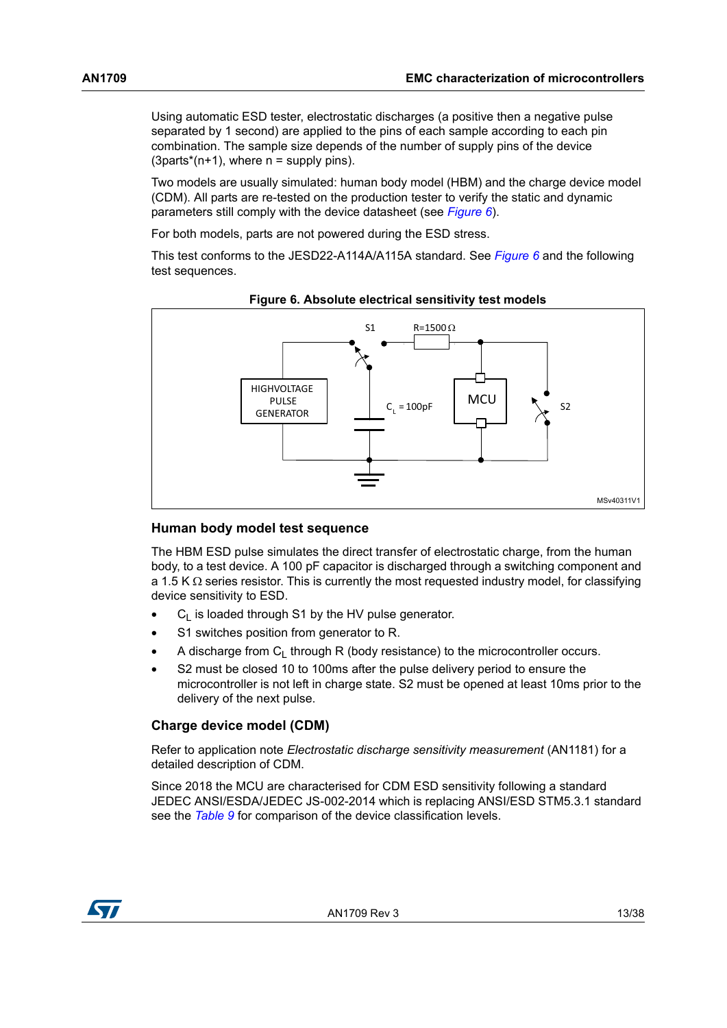Using automatic ESD tester, electrostatic discharges (a positive then a negative pulse separated by 1 second) are applied to the pins of each sample according to each pin combination. The sample size depends of the number of supply pins of the device (3parts*(n+1), where n = supply pins).

Two models are usually simulated: human body model (HBM) and the charge device model (CDM). All parts are re-tested on the production tester to verify the static and dynamic parameters still comply with the device datasheet (see *Figure 6*).

For both models, parts are not powered during the ESD stress.

This test conforms to the JESD22-A114A/A115A standard. See *Figure 6* and the following test sequences.

**Figure 6. Absolute electrical sensitivity test models**

### Human body model test sequence

The HBM ESD pulse simulates the direct transfer of electrostatic charge, from the human body, to a test device. A 100 pF capacitor is discharged through a switching component and a 1.5 K Ω series resistor. This is currently the most requested industry model, for classifying device sensitivity to ESD.

- $C_L$ is loaded through S1 by the HV pulse generator.
- S1 switches position from generator to R.
- A discharge from $C_L$ through R (body resistance) to the microcontroller occurs.
- S2 must be closed 10 to 100ms after the pulse delivery period to ensure the microcontroller is not left in charge state. S2 must be opened at least 10ms prior to the delivery of the next pulse.

### Charge device model (CDM)

Refer to application note *Electrostatic discharge sensitivity measurement* (AN1181) for a detailed description of CDM.

Since 2018 the MCU are characterised for CDM ESD sensitivity following a standard JEDEC ANSI/ESDA/JEDEC JS-002-2014 which is replacing ANSI/ESD STM5.3.1 standard see the *Table 9* for comparison of the device classification levels.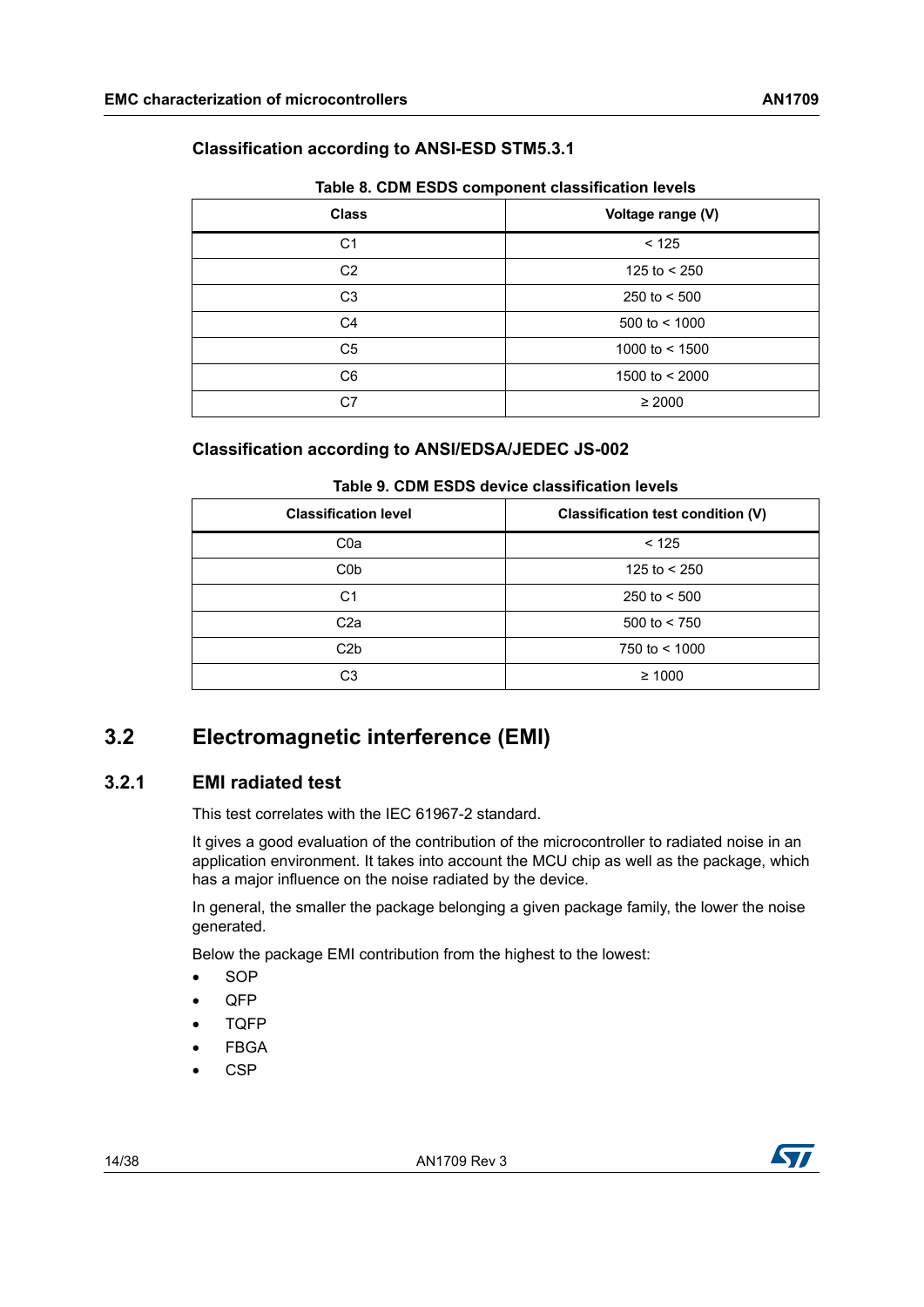### Classification according to ANSI-ESD STM5.3.1

Table 8. CDM ESDS component classification levels

| Class | Voltage range (V) |
| --- | --- |
| C1 | < 125 |
| C2 | 125 to < 250 |
| C3 | 250 to < 500 |
| C4 | 500 to < 1000 |
| C5 | 1000 to < 1500 |
| C6 | 1500 to < 2000 |
| C7 | ≥ 2000 |

### Classification according to ANSI/EDSA/JEDEC JS-002

Table 9. CDM ESDS device classification levels

| Classification level | Classification test condition (V) |
| --- | --- |
| C0a | < 125 |
| C0b | 125 to < 250 |
| C1 | 250 to < 500 |
| C2a | 500 to < 750 |
| C2b | 750 to < 1000 |
| C3 | ≥ 1000 |

## 3.2 Electromagnetic interference (EMI)

### 3.2.1 EMI radiated test

This test correlates with the IEC 61967-2 standard.

It gives a good evaluation of the contribution of the microcontroller to radiated noise in an application environment. It takes into account the MCU chip as well as the package, which has a major influence on the noise radiated by the device.

In general, the smaller the package belonging a given package family, the lower the noise generated.

Below the package EMI contribution from the highest to the lowest:

- SOP
- QFP
- TQFP
- FBGA
- CSP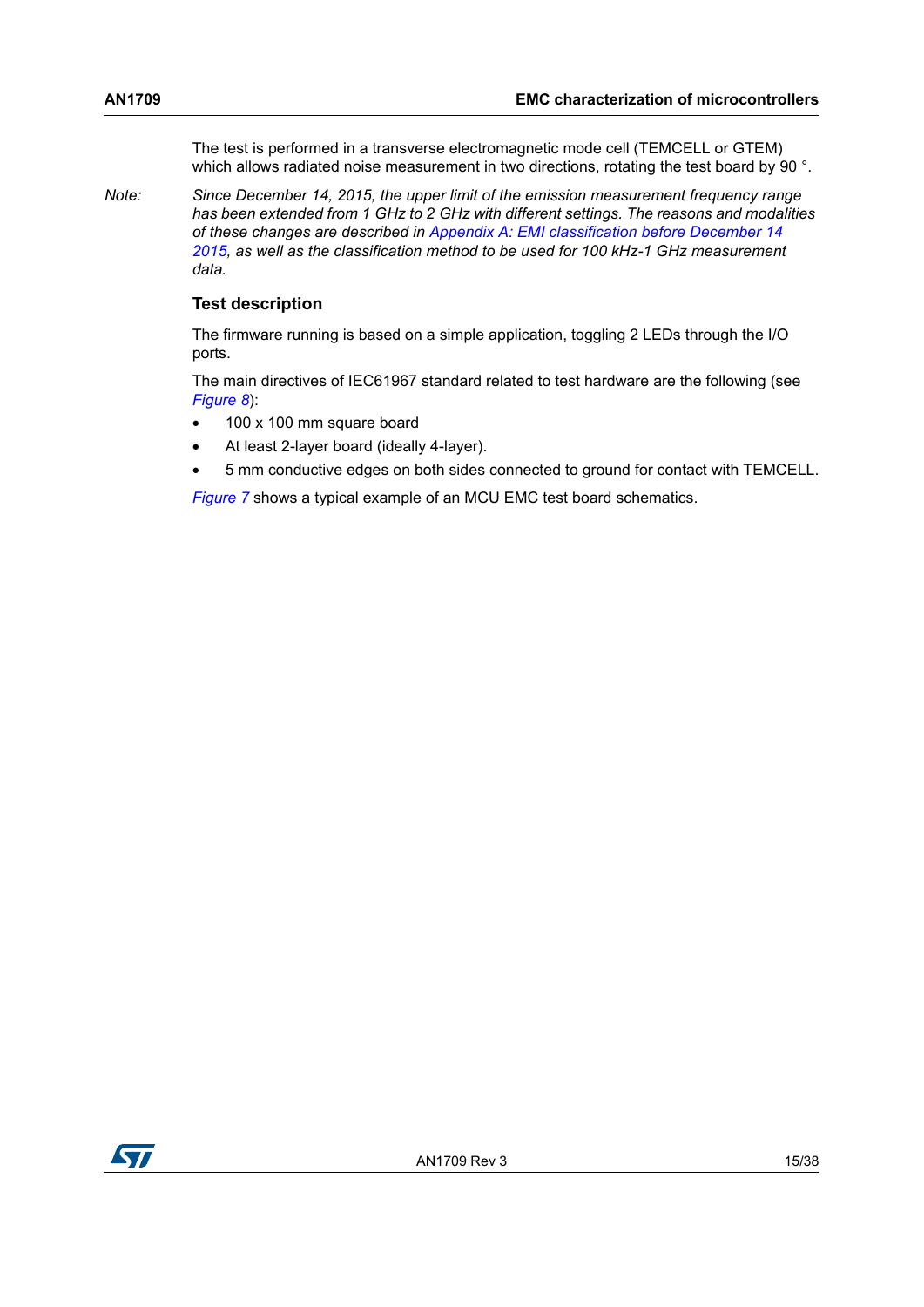The test is performed in a transverse electromagnetic mode cell (TEMCELL or GTEM) which allows radiated noise measurement in two directions, rotating the test board by 90 °.

*Note: Since December 14, 2015, the upper limit of the emission measurement frequency range has been extended from 1 GHz to 2 GHz with different settings. The reasons and modalities of these changes are described in Appendix A: EMI classification before December 14 2015, as well as the classification method to be used for 100 kHz-1 GHz measurement data.*

### Test description

The firmware running is based on a simple application, toggling 2 LEDs through the I/O ports.

The main directives of IEC61967 standard related to test hardware are the following (see *Figure 8*):

- 100 x 100 mm square board
- At least 2-layer board (ideally 4-layer).
- 5 mm conductive edges on both sides connected to ground for contact with TEMCELL.

*Figure 7* shows a typical example of an MCU EMC test board schematics.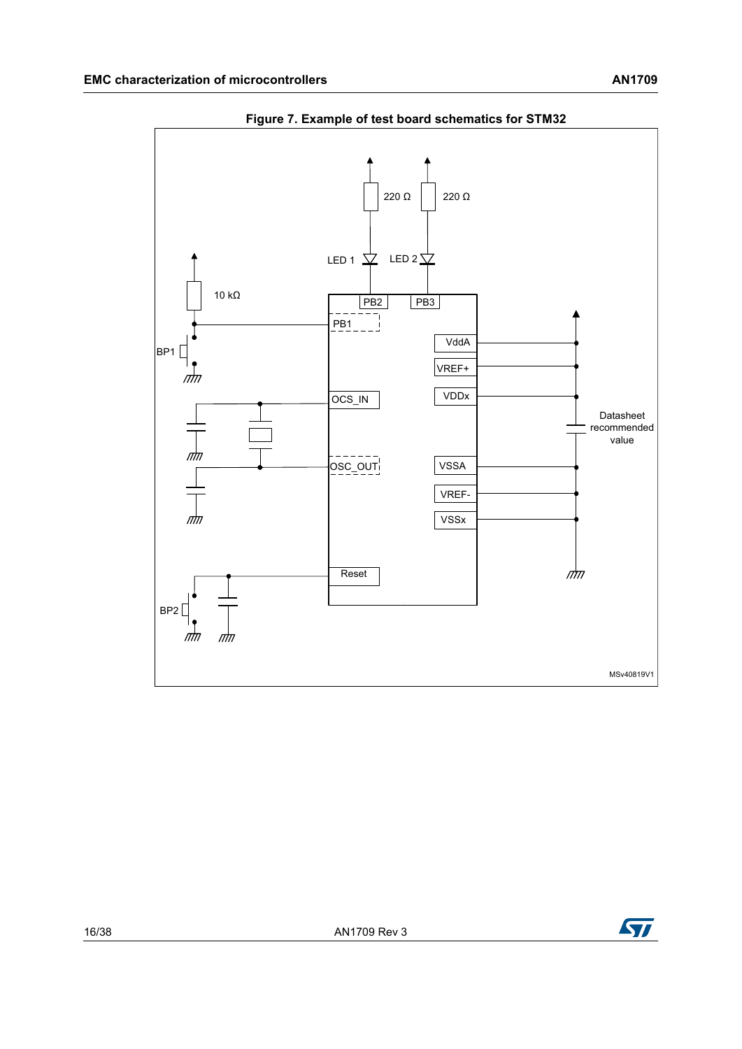**Figure 7. Example of test board schematics for STM32**

220 Ω

220 Ω

LED 1

LED 2

10 kΩ

PB2

PB3

PB1

BP1

VddA

VREF+

OCS_IN

VDDx

Datasheet recommended value

OSC_OUT

VSSA

VREF-

VSSx

Reset

BP2

MSv40819V1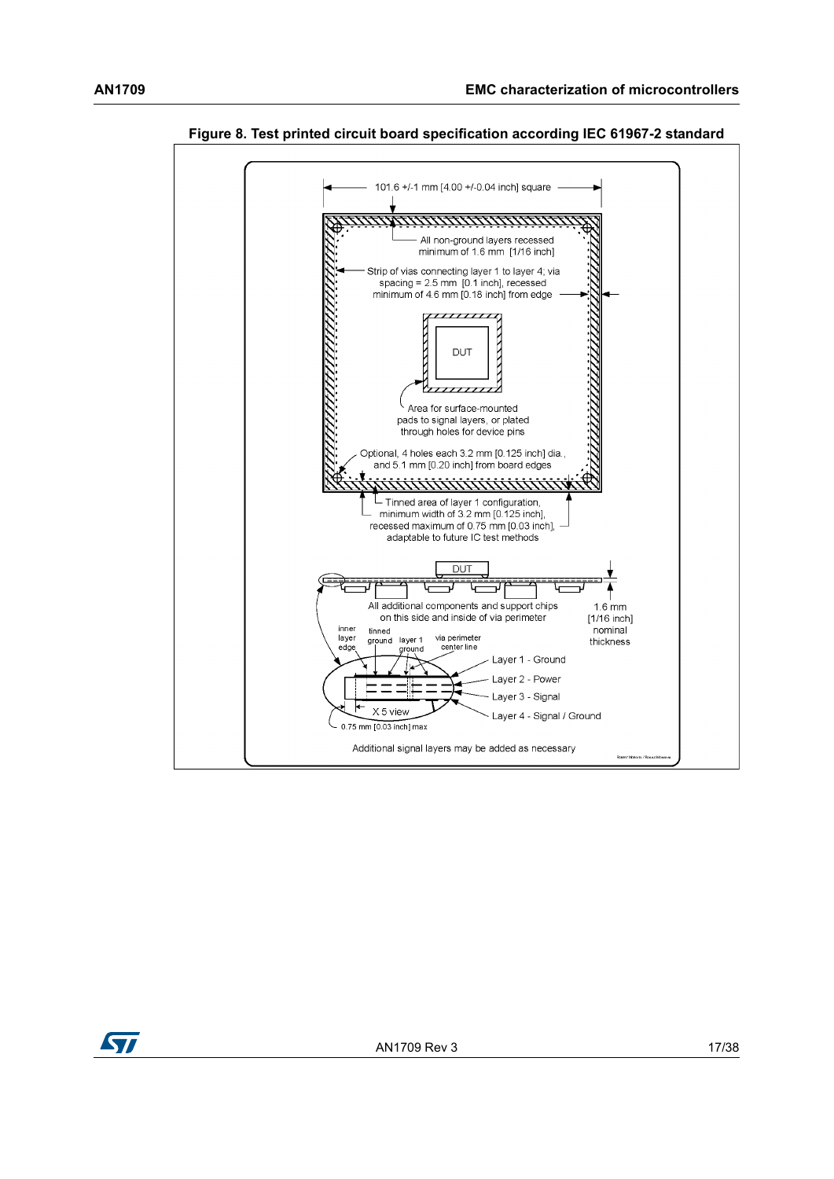**Figure 8. Test printed circuit board specification according IEC 61967-2 standard**

101.6 +/-1 mm [4.00 +/-0.04 inch] square

All non-ground layers recessed minimum of 1.6 mm [1/16 inch]

Strip of vias connecting layer 1 to layer 4; via spacing = 2.5 mm [0.1 inch], recessed minimum of 4.6 mm [0.18 inch] from edge

DUT

Area for surface-mounted pads to signal layers, or plated through holes for device pins

Optional, 4 holes each 3.2 mm [0.125 inch] dia., and 5.1 mm [0.20 inch] from board edges

Tinned area of layer 1 configuration, minimum width of 3.2 mm [0.125 inch], recessed maximum of 0.75 mm [0.03 inch], adaptable to future IC test methods

DUT

All additional components and support chips on this side and inside of via perimeter

1.6 mm [1/16 inch] nominal thickness

inner layer edge

tinned ground

layer 1 ground

via perimeter center line

Layer 1 - Ground

Layer 2 - Power

Layer 3 - Signal

Layer 4 - Signal / Ground

X 5 view

0.75 mm [0.03 inch] max

Additional signal layers may be added as necessary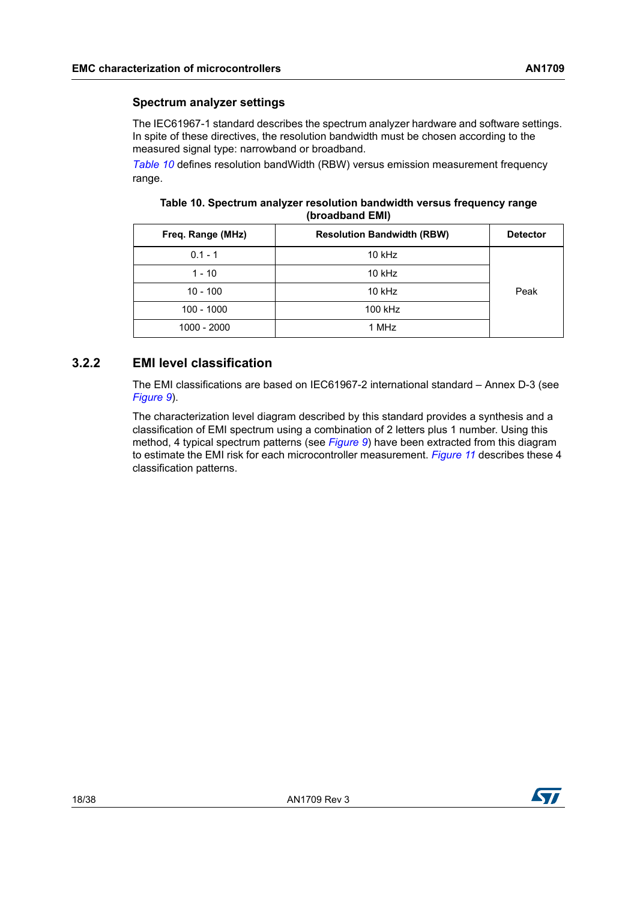#### Spectrum analyzer settings

The IEC61967-1 standard describes the spectrum analyzer hardware and software settings. In spite of these directives, the resolution bandwidth must be chosen according to the measured signal type: narrowband or broadband.

*Table 10* defines resolution bandWidth (RBW) versus emission measurement frequency range.

**Table 10. Spectrum analyzer resolution bandwidth versus frequency range (broadband EMI)**

| Freq. Range (MHz) | Resolution Bandwidth (RBW) | Detector |
|---|---|---|
| 0.1 - 1 | 10 kHz | Peak |
| 1 - 10 | 10 kHz | |
| 10 - 100 | 10 kHz | |
| 100 - 1000 | 100 kHz | |
| 1000 - 2000 | 1 MHz | |

### 3.2.2 EMI level classification

The EMI classifications are based on IEC61967-2 international standard – Annex D-3 (see *Figure 9*).

The characterization level diagram described by this standard provides a synthesis and a classification of EMI spectrum using a combination of 2 letters plus 1 number. Using this method, 4 typical spectrum patterns (see *Figure 9*) have been extracted from this diagram to estimate the EMI risk for each microcontroller measurement. *Figure 11* describes these 4 classification patterns.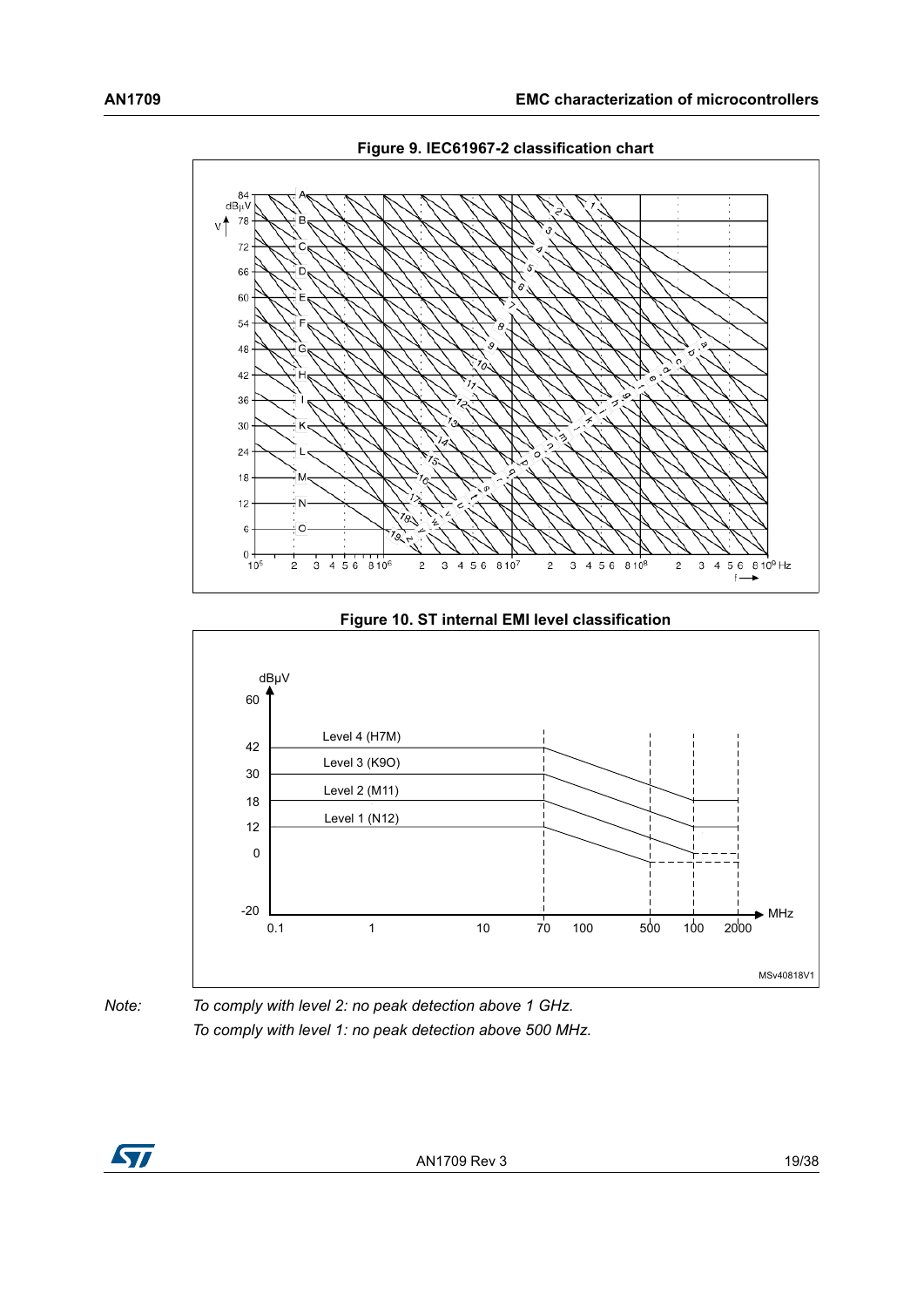**Figure 9. IEC61967-2 classification chart**

**Figure 10. ST internal EMI level classification**

*Note: To comply with level 2: no peak detection above 1 GHz.*
*To comply with level 1: no peak detection above 500 MHz.*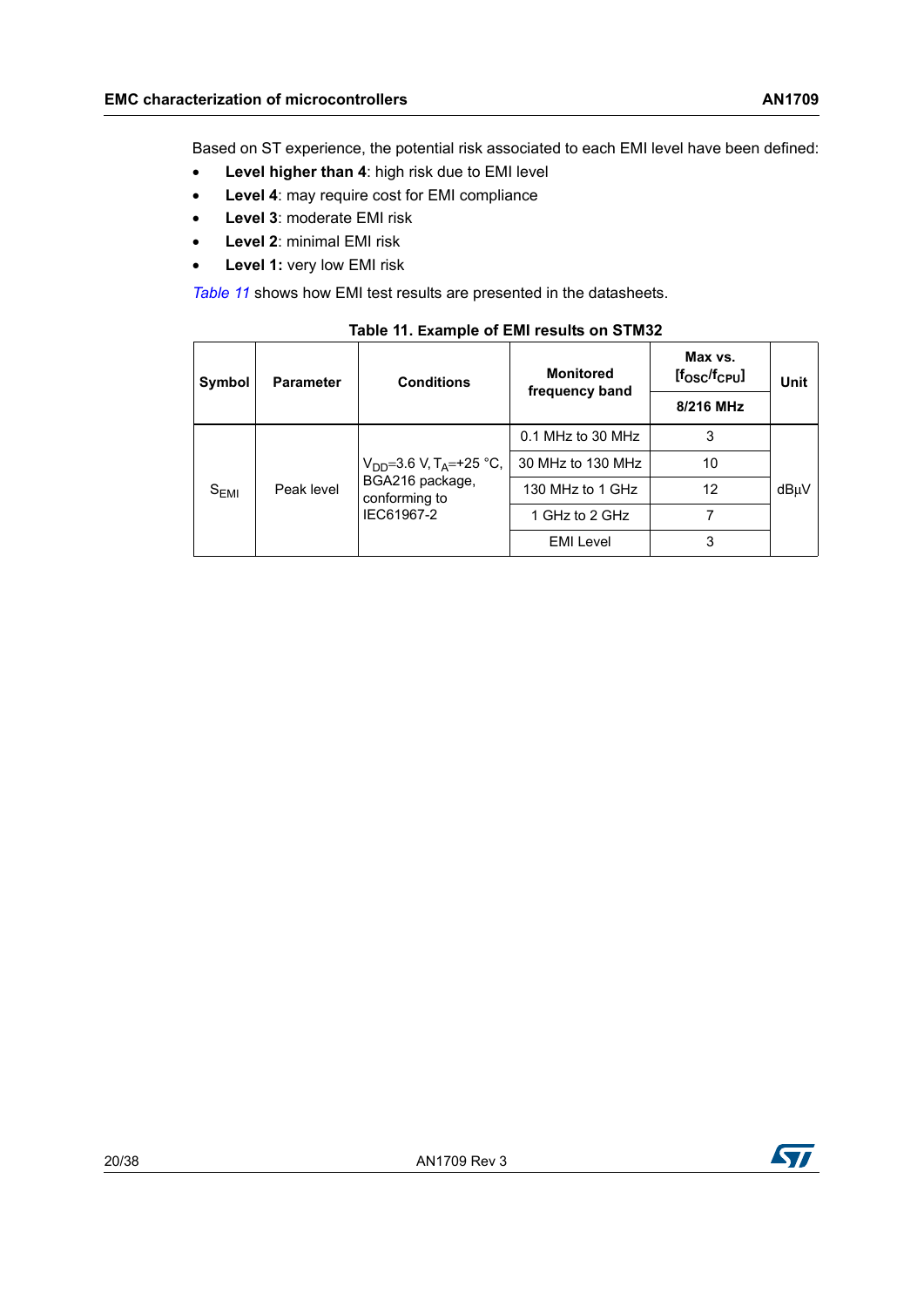Based on ST experience, the potential risk associated to each EMI level have been defined:

- **Level higher than 4**: high risk due to EMI level
- **Level 4**: may require cost for EMI compliance
- **Level 3**: moderate EMI risk
- **Level 2**: minimal EMI risk
- **Level 1:** very low EMI risk

*Table 11* shows how EMI test results are presented in the datasheets.

**Table 11. Example of EMI results on STM32**

| Symbol | Parameter | Conditions | Monitored frequency band | Max vs. [$f_{OSC}$/$f_{CPU}$] | Unit |
|---|---|---|---|---|---|
| | | | | 8/216 MHz | |
| $S_{EMI}$ | Peak level | $V_{DD}$=3.6 V, $T_A$=+25 °C, BGA216 package, conforming to IEC61967-2 | 0.1 MHz to 30 MHz | 3 | dBµV |
| | | | 30 MHz to 130 MHz | 10 | |
| | | | 130 MHz to 1 GHz | 12 | |
| | | | 1 GHz to 2 GHz | 7 | |
| | | | EMI Level | 3 | |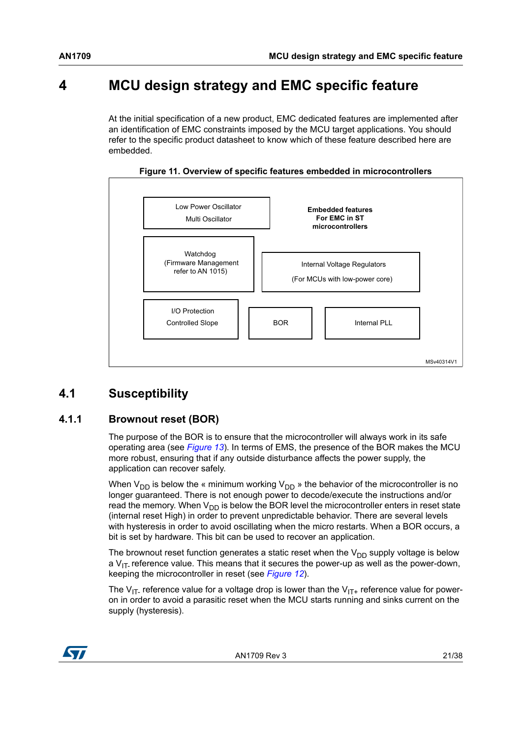# 4 MCU design strategy and EMC specific feature

At the initial specification of a new product, EMC dedicated features are implemented after an identification of EMC constraints imposed by the MCU target applications. You should refer to the specific product datasheet to know which of these feature described here are embedded.

**Figure 11. Overview of specific features embedded in microcontrollers**

Low Power Oscillator
Multi Oscillator

**Embedded features For EMC in ST microcontrollers**

Watchdog (Firmware Management refer to AN 1015)

Internal Voltage Regulators (For MCUs with low-power core)

I/O Protection Controlled Slope

BOR

Internal PLL

MSv40314V1

## 4.1 Susceptibility

### 4.1.1 Brownout reset (BOR)

The purpose of the BOR is to ensure that the microcontroller will always work in its safe operating area (see *Figure 13*). In terms of EMS, the presence of the BOR makes the MCU more robust, ensuring that if any outside disturbance affects the power supply, the application can recover safely.

When $V_{DD}$ is below the « minimum working $V_{DD}$ » the behavior of the microcontroller is no longer guaranteed. There is not enough power to decode/execute the instructions and/or read the memory. When $V_{DD}$ is below the BOR level the microcontroller enters in reset state (internal reset High) in order to prevent unpredictable behavior. There are several levels with hysteresis in order to avoid oscillating when the micro restarts. When a BOR occurs, a bit is set by hardware. This bit can be used to recover an application.

The brownout reset function generates a static reset when the $V_{DD}$ supply voltage is below a $V_{IT-}$ reference value. This means that it secures the power-up as well as the power-down, keeping the microcontroller in reset (see *Figure 12*).

The $V_{IT-}$ reference value for a voltage drop is lower than the $V_{IT+}$ reference value for power-on in order to avoid a parasitic reset when the MCU starts running and sinks current on the supply (hysteresis).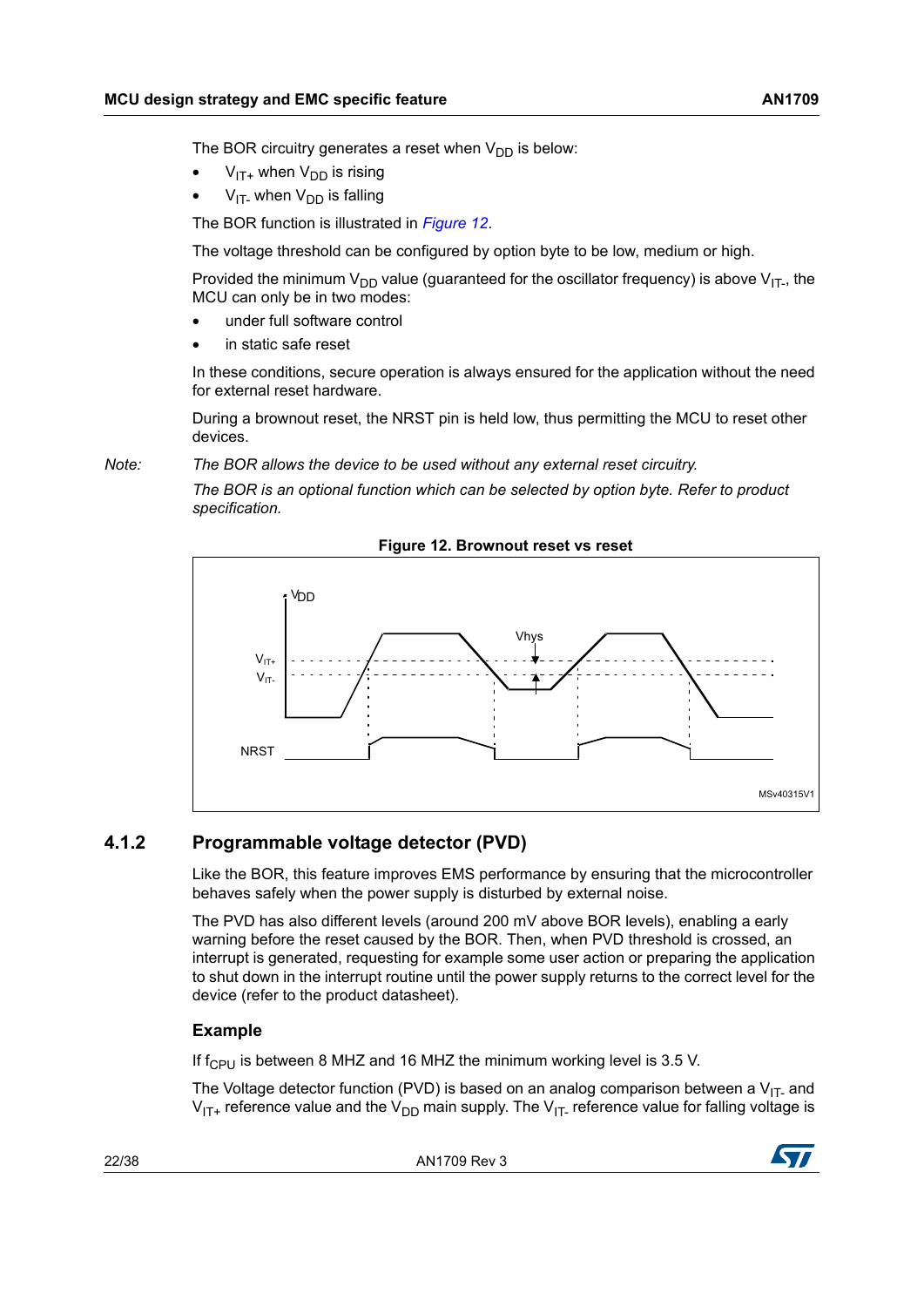The BOR circuitry generates a reset when $V_{DD}$ is below:

- $V_{IT+}$ when $V_{DD}$ is rising
- $V_{IT-}$ when $V_{DD}$ is falling

The BOR function is illustrated in *Figure 12*.

The voltage threshold can be configured by option byte to be low, medium or high.

Provided the minimum $V_{DD}$ value (guaranteed for the oscillator frequency) is above $V_{IT-}$, the MCU can only be in two modes:

- under full software control
- in static safe reset

In these conditions, secure operation is always ensured for the application without the need for external reset hardware.

During a brownout reset, the NRST pin is held low, thus permitting the MCU to reset other devices.

*Note: The BOR allows the device to be used without any external reset circuitry.*

*The BOR is an optional function which can be selected by option byte. Refer to product specification.*

**Figure 12. Brownout reset vs reset**

### 4.1.2 Programmable voltage detector (PVD)

Like the BOR, this feature improves EMS performance by ensuring that the microcontroller behaves safely when the power supply is disturbed by external noise.

The PVD has also different levels (around 200 mV above BOR levels), enabling a early warning before the reset caused by the BOR. Then, when PVD threshold is crossed, an interrupt is generated, requesting for example some user action or preparing the application to shut down in the interrupt routine until the power supply returns to the correct level for the device (refer to the product datasheet).

#### Example

If $f_{CPU}$ is between 8 MHZ and 16 MHZ the minimum working level is 3.5 V.

The Voltage detector function (PVD) is based on an analog comparison between a $V_{IT-}$ and $V_{IT+}$ reference value and the $V_{DD}$ main supply. The $V_{IT-}$ reference value for falling voltage is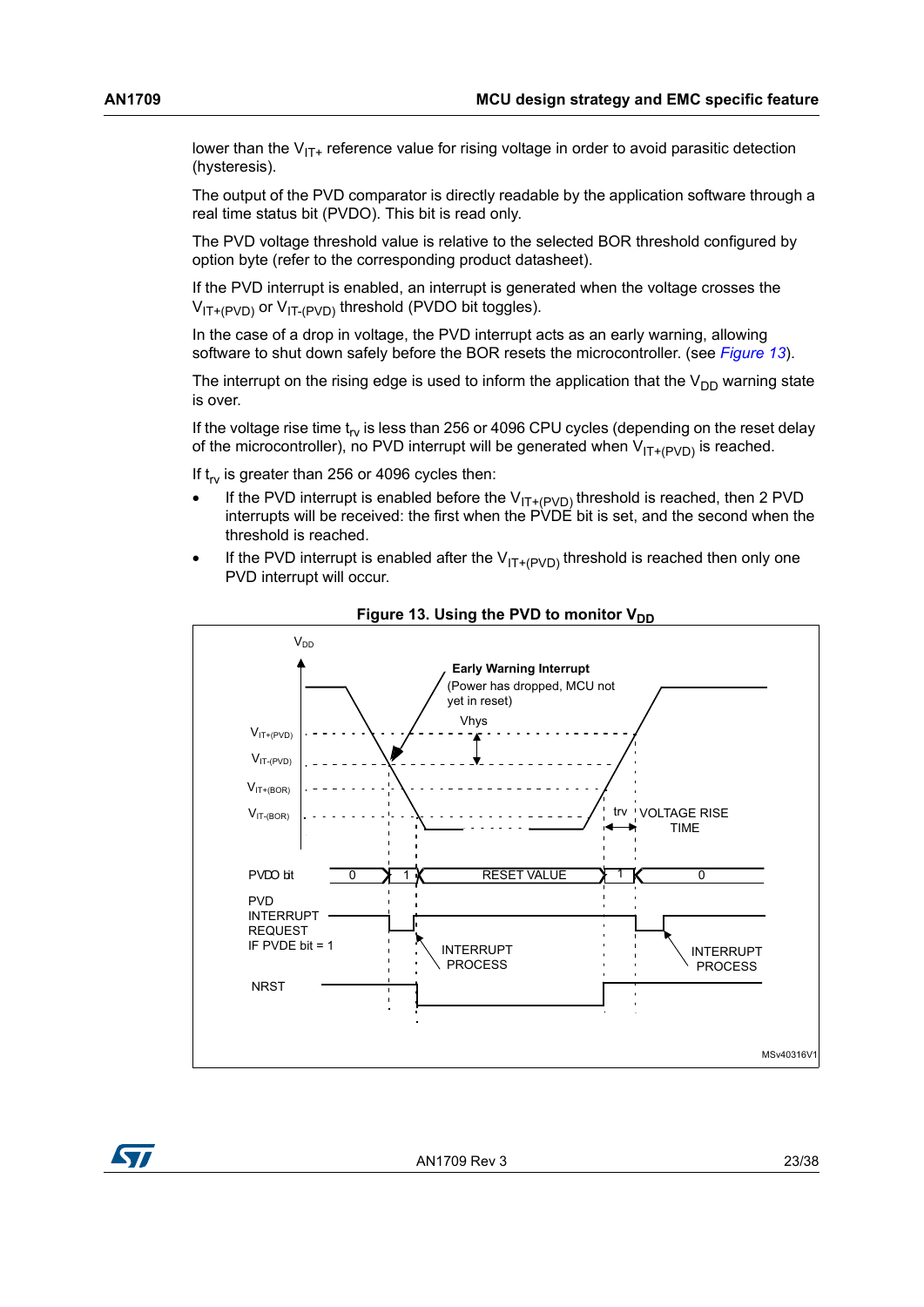lower than the $V_{IT+}$ reference value for rising voltage in order to avoid parasitic detection (hysteresis).

The output of the PVD comparator is directly readable by the application software through a real time status bit (PVDO). This bit is read only.

The PVD voltage threshold value is relative to the selected BOR threshold configured by option byte (refer to the corresponding product datasheet).

If the PVD interrupt is enabled, an interrupt is generated when the voltage crosses the $V_{IT+(PVD)}$ or $V_{IT-(PVD)}$ threshold (PVDO bit toggles).

In the case of a drop in voltage, the PVD interrupt acts as an early warning, allowing software to shut down safely before the BOR resets the microcontroller. (see *Figure 13*).

The interrupt on the rising edge is used to inform the application that the $V_{DD}$ warning state is over.

If the voltage rise time $t_{rv}$ is less than 256 or 4096 CPU cycles (depending on the reset delay of the microcontroller), no PVD interrupt will be generated when $V_{IT+(PVD)}$ is reached.

If $t_{rv}$ is greater than 256 or 4096 cycles then:

- If the PVD interrupt is enabled before the $V_{IT+(PVD)}$ threshold is reached, then 2 PVD interrupts will be received: the first when the PVDE bit is set, and the second when the threshold is reached.
- If the PVD interrupt is enabled after the $V_{IT+(PVD)}$ threshold is reached then only one PVD interrupt will occur.

**Figure 13. Using the PVD to monitor $V_{DD}$**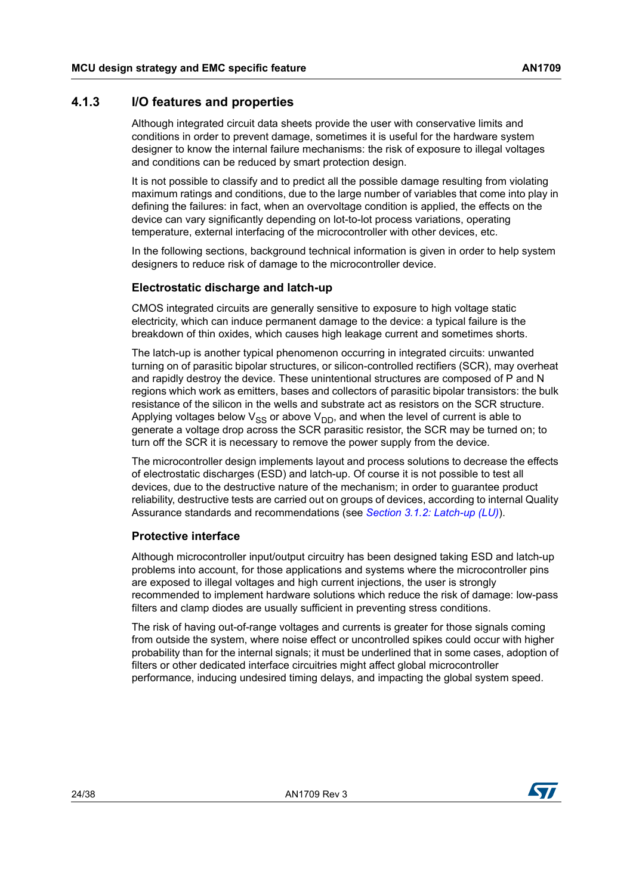### 4.1.3 I/O features and properties

Although integrated circuit data sheets provide the user with conservative limits and conditions in order to prevent damage, sometimes it is useful for the hardware system designer to know the internal failure mechanisms: the risk of exposure to illegal voltages and conditions can be reduced by smart protection design.

It is not possible to classify and to predict all the possible damage resulting from violating maximum ratings and conditions, due to the large number of variables that come into play in defining the failures: in fact, when an overvoltage condition is applied, the effects on the device can vary significantly depending on lot-to-lot process variations, operating temperature, external interfacing of the microcontroller with other devices, etc.

In the following sections, background technical information is given in order to help system designers to reduce risk of damage to the microcontroller device.

#### Electrostatic discharge and latch-up

CMOS integrated circuits are generally sensitive to exposure to high voltage static electricity, which can induce permanent damage to the device: a typical failure is the breakdown of thin oxides, which causes high leakage current and sometimes shorts.

The latch-up is another typical phenomenon occurring in integrated circuits: unwanted turning on of parasitic bipolar structures, or silicon-controlled rectifiers (SCR), may overheat and rapidly destroy the device. These unintentional structures are composed of P and N regions which work as emitters, bases and collectors of parasitic bipolar transistors: the bulk resistance of the silicon in the wells and substrate act as resistors on the SCR structure. Applying voltages below $V_{SS}$ or above $V_{DD}$, and when the level of current is able to generate a voltage drop across the SCR parasitic resistor, the SCR may be turned on; to turn off the SCR it is necessary to remove the power supply from the device.

The microcontroller design implements layout and process solutions to decrease the effects of electrostatic discharges (ESD) and latch-up. Of course it is not possible to test all devices, due to the destructive nature of the mechanism; in order to guarantee product reliability, destructive tests are carried out on groups of devices, according to internal Quality Assurance standards and recommendations (see *Section 3.1.2: Latch-up (LU)*).

#### Protective interface

Although microcontroller input/output circuitry has been designed taking ESD and latch-up problems into account, for those applications and systems where the microcontroller pins are exposed to illegal voltages and high current injections, the user is strongly recommended to implement hardware solutions which reduce the risk of damage: low-pass filters and clamp diodes are usually sufficient in preventing stress conditions.

The risk of having out-of-range voltages and currents is greater for those signals coming from outside the system, where noise effect or uncontrolled spikes could occur with higher probability than for the internal signals; it must be underlined that in some cases, adoption of filters or other dedicated interface circuitries might affect global microcontroller performance, inducing undesired timing delays, and impacting the global system speed.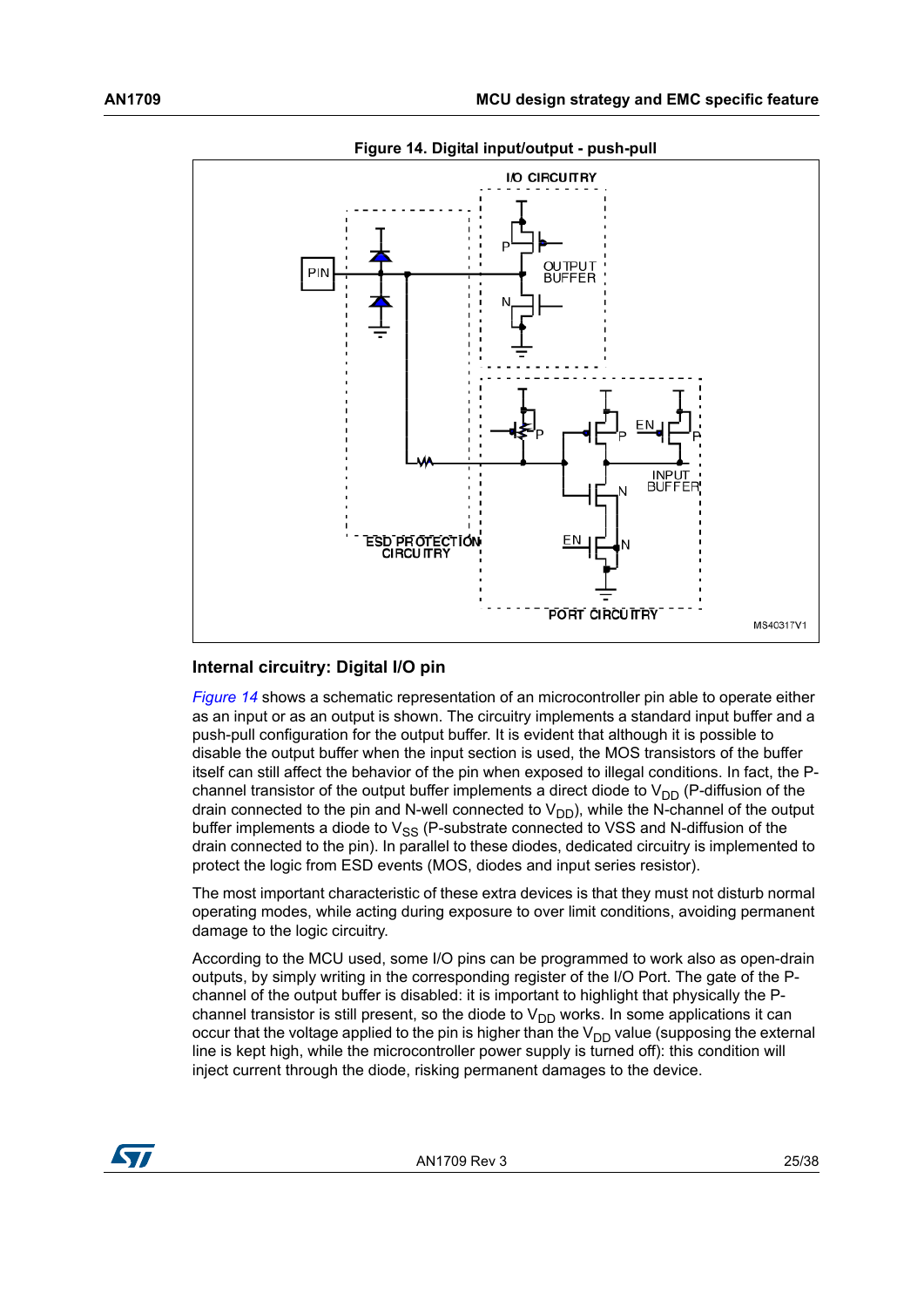**Figure 14. Digital input/output - push-pull**

## Internal circuitry: Digital I/O pin

*Figure 14* shows a schematic representation of an microcontroller pin able to operate either as an input or as an output is shown. The circuitry implements a standard input buffer and a push-pull configuration for the output buffer. It is evident that although it is possible to disable the output buffer when the input section is used, the MOS transistors of the buffer itself can still affect the behavior of the pin when exposed to illegal conditions. In fact, the P-channel transistor of the output buffer implements a direct diode to $V_{DD}$ (P-diffusion of the drain connected to the pin and N-well connected to $V_{DD}$), while the N-channel of the output buffer implements a diode to $V_{SS}$ (P-substrate connected to VSS and N-diffusion of the drain connected to the pin). In parallel to these diodes, dedicated circuitry is implemented to protect the logic from ESD events (MOS, diodes and input series resistor).

The most important characteristic of these extra devices is that they must not disturb normal operating modes, while acting during exposure to over limit conditions, avoiding permanent damage to the logic circuitry.

According to the MCU used, some I/O pins can be programmed to work also as open-drain outputs, by simply writing in the corresponding register of the I/O Port. The gate of the P-channel of the output buffer is disabled: it is important to highlight that physically the P-channel transistor is still present, so the diode to $V_{DD}$ works. In some applications it can occur that the voltage applied to the pin is higher than the $V_{DD}$ value (supposing the external line is kept high, while the microcontroller power supply is turned off): this condition will inject current through the diode, risking permanent damages to the device.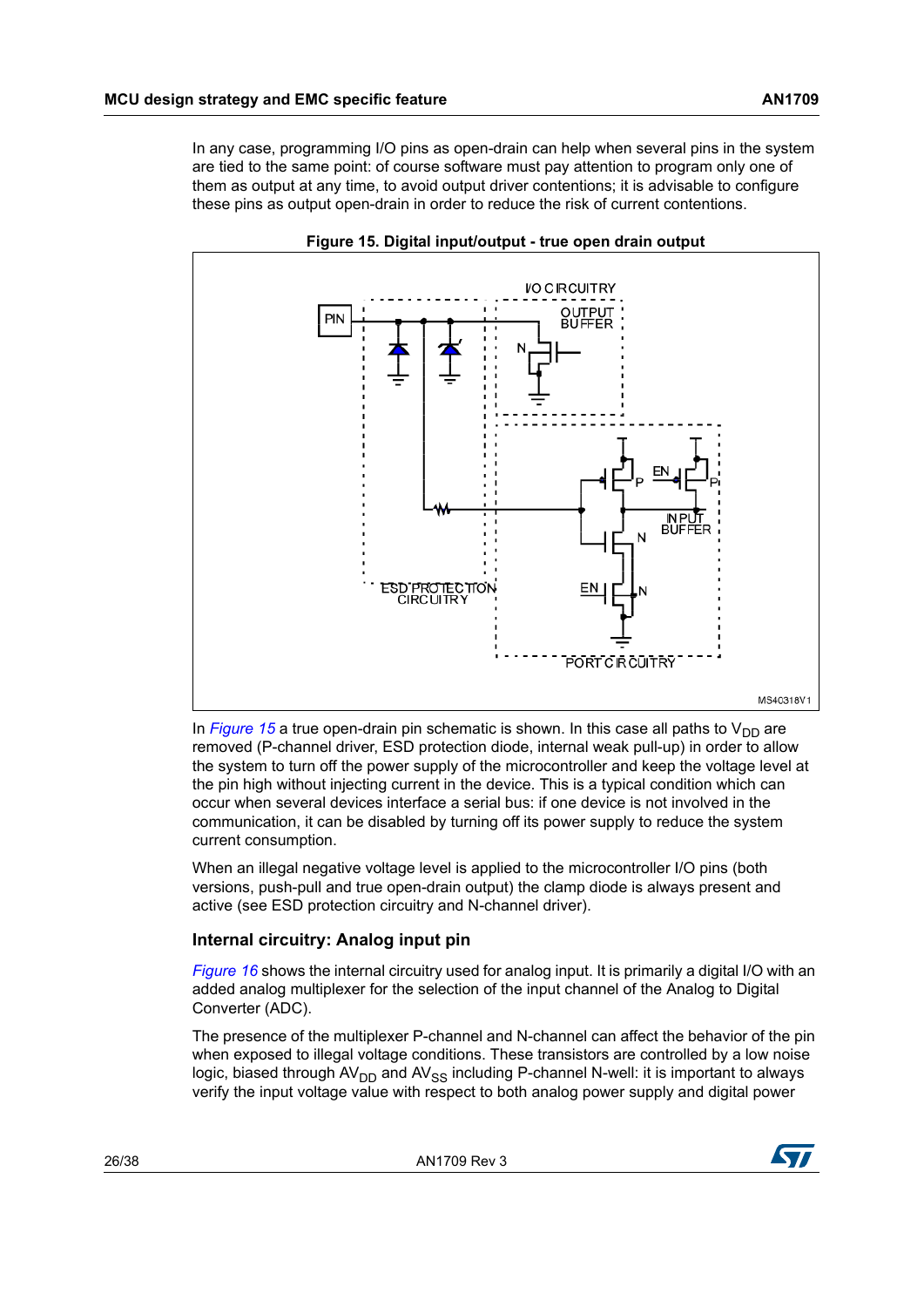In any case, programming I/O pins as open-drain can help when several pins in the system are tied to the same point: of course software must pay attention to program only one of them as output at any time, to avoid output driver contentions; it is advisable to configure these pins as output open-drain in order to reduce the risk of current contentions.

**Figure 15. Digital input/output - true open drain output**

In *Figure 15* a true open-drain pin schematic is shown. In this case all paths to $V_{DD}$ are removed (P-channel driver, ESD protection diode, internal weak pull-up) in order to allow the system to turn off the power supply of the microcontroller and keep the voltage level at the pin high without injecting current in the device. This is a typical condition which can occur when several devices interface a serial bus: if one device is not involved in the communication, it can be disabled by turning off its power supply to reduce the system current consumption.

When an illegal negative voltage level is applied to the microcontroller I/O pins (both versions, push-pull and true open-drain output) the clamp diode is always present and active (see ESD protection circuitry and N-channel driver).

### Internal circuitry: Analog input pin

*Figure 16* shows the internal circuitry used for analog input. It is primarily a digital I/O with an added analog multiplexer for the selection of the input channel of the Analog to Digital Converter (ADC).

The presence of the multiplexer P-channel and N-channel can affect the behavior of the pin when exposed to illegal voltage conditions. These transistors are controlled by a low noise logic, biased through $AV_{DD}$ and $AV_{SS}$ including P-channel N-well: it is important to always verify the input voltage value with respect to both analog power supply and digital power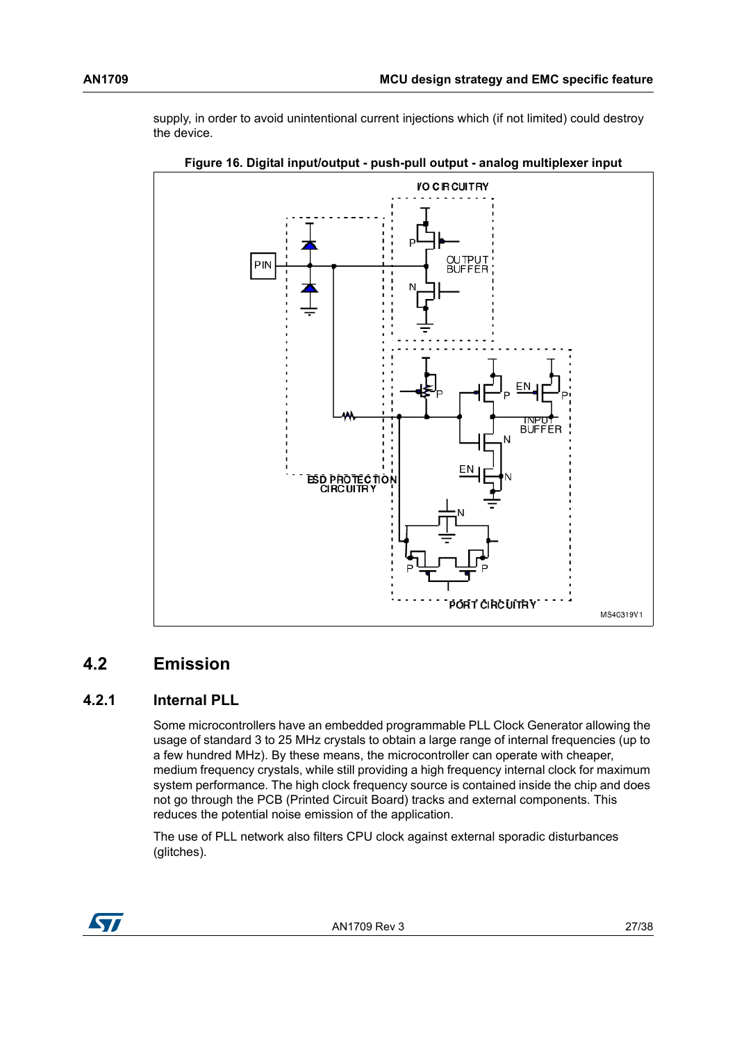supply, in order to avoid unintentional current injections which (if not limited) could destroy the device.

**Figure 16. Digital input/output - push-pull output - analog multiplexer input**

## 4.2 Emission

### 4.2.1 Internal PLL

Some microcontrollers have an embedded programmable PLL Clock Generator allowing the usage of standard 3 to 25 MHz crystals to obtain a large range of internal frequencies (up to a few hundred MHz). By these means, the microcontroller can operate with cheaper, medium frequency crystals, while still providing a high frequency internal clock for maximum system performance. The high clock frequency source is contained inside the chip and does not go through the PCB (Printed Circuit Board) tracks and external components. This reduces the potential noise emission of the application.

The use of PLL network also filters CPU clock against external sporadic disturbances (glitches).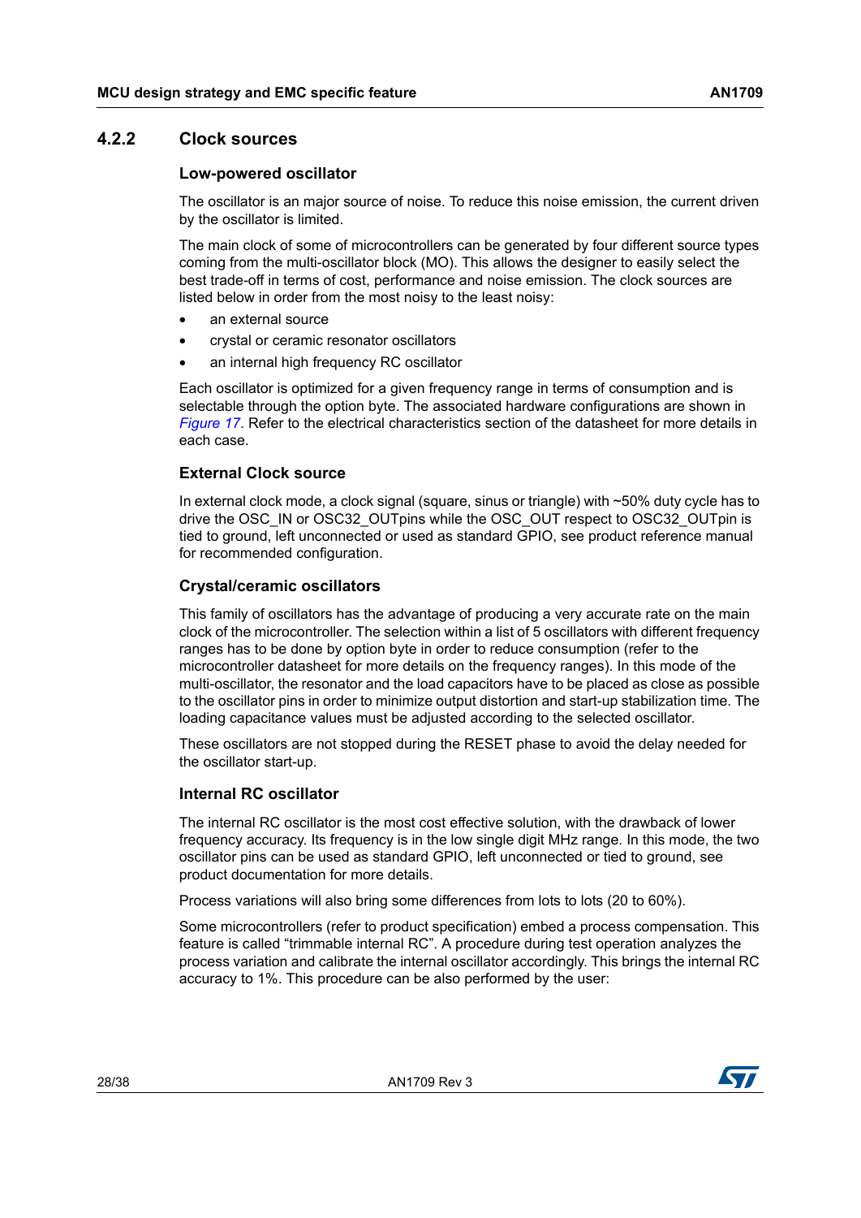### 4.2.2 Clock sources

#### Low-powered oscillator

The oscillator is an major source of noise. To reduce this noise emission, the current driven by the oscillator is limited.

The main clock of some of microcontrollers can be generated by four different source types coming from the multi-oscillator block (MO). This allows the designer to easily select the best trade-off in terms of cost, performance and noise emission. The clock sources are listed below in order from the most noisy to the least noisy:

- an external source
- crystal or ceramic resonator oscillators
- an internal high frequency RC oscillator

Each oscillator is optimized for a given frequency range in terms of consumption and is selectable through the option byte. The associated hardware configurations are shown in *Figure 17*. Refer to the electrical characteristics section of the datasheet for more details in each case.

#### External Clock source

In external clock mode, a clock signal (square, sinus or triangle) with ~50% duty cycle has to drive the OSC_IN or OSC32_OUTpins while the OSC_OUT respect to OSC32_OUTpin is tied to ground, left unconnected or used as standard GPIO, see product reference manual for recommended configuration.

#### Crystal/ceramic oscillators

This family of oscillators has the advantage of producing a very accurate rate on the main clock of the microcontroller. The selection within a list of 5 oscillators with different frequency ranges has to be done by option byte in order to reduce consumption (refer to the microcontroller datasheet for more details on the frequency ranges). In this mode of the multi-oscillator, the resonator and the load capacitors have to be placed as close as possible to the oscillator pins in order to minimize output distortion and start-up stabilization time. The loading capacitance values must be adjusted according to the selected oscillator.

These oscillators are not stopped during the RESET phase to avoid the delay needed for the oscillator start-up.

#### Internal RC oscillator

The internal RC oscillator is the most cost effective solution, with the drawback of lower frequency accuracy. Its frequency is in the low single digit MHz range. In this mode, the two oscillator pins can be used as standard GPIO, left unconnected or tied to ground, see product documentation for more details.

Process variations will also bring some differences from lots to lots (20 to 60%).

Some microcontrollers (refer to product specification) embed a process compensation. This feature is called “trimmable internal RC”. A procedure during test operation analyzes the process variation and calibrate the internal oscillator accordingly. This brings the internal RC accuracy to 1%. This procedure can be also performed by the user: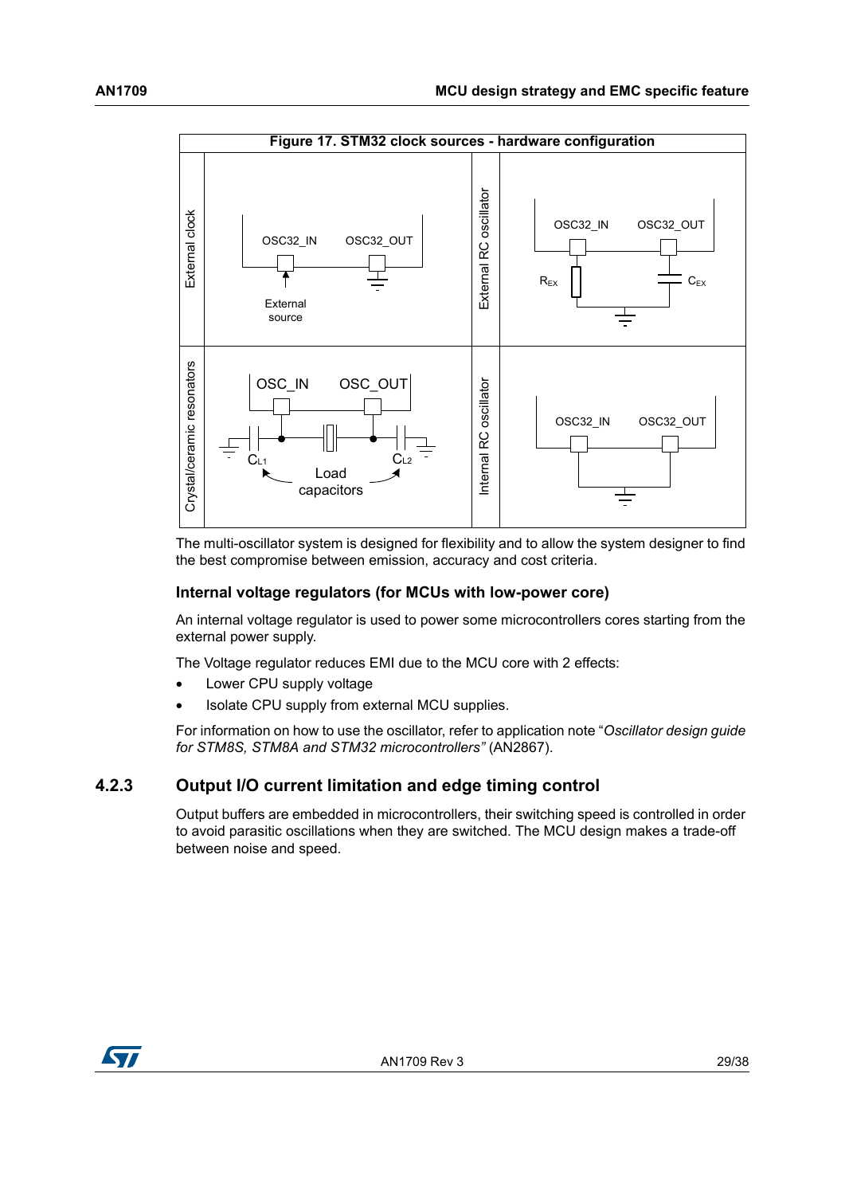**Figure 17. STM32 clock sources - hardware configuration**

The multi-oscillator system is designed for flexibility and to allow the system designer to find the best compromise between emission, accuracy and cost criteria.

### Internal voltage regulators (for MCUs with low-power core)

An internal voltage regulator is used to power some microcontrollers cores starting from the external power supply.

The Voltage regulator reduces EMI due to the MCU core with 2 effects:

- Lower CPU supply voltage
- Isolate CPU supply from external MCU supplies.

For information on how to use the oscillator, refer to application note "*Oscillator design guide for STM8S, STM8A and STM32 microcontrollers"* (AN2867).

## 4.2.3 Output I/O current limitation and edge timing control

Output buffers are embedded in microcontrollers, their switching speed is controlled in order to avoid parasitic oscillations when they are switched. The MCU design makes a trade-off between noise and speed.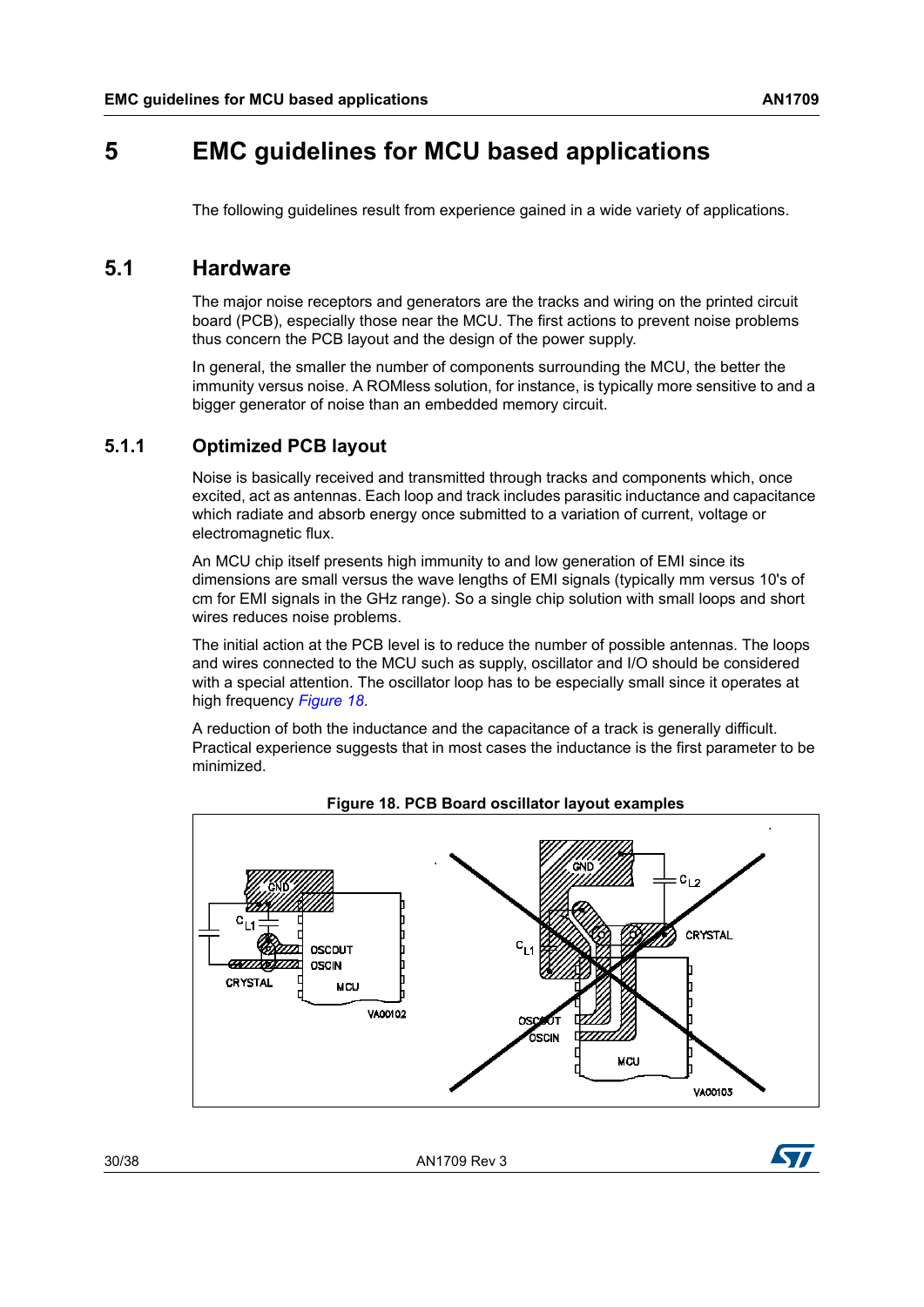# 5 EMC guidelines for MCU based applications

The following guidelines result from experience gained in a wide variety of applications.

## 5.1 Hardware

The major noise receptors and generators are the tracks and wiring on the printed circuit board (PCB), especially those near the MCU. The first actions to prevent noise problems thus concern the PCB layout and the design of the power supply.

In general, the smaller the number of components surrounding the MCU, the better the immunity versus noise. A ROMless solution, for instance, is typically more sensitive to and a bigger generator of noise than an embedded memory circuit.

### 5.1.1 Optimized PCB layout

Noise is basically received and transmitted through tracks and components which, once excited, act as antennas. Each loop and track includes parasitic inductance and capacitance which radiate and absorb energy once submitted to a variation of current, voltage or electromagnetic flux.

An MCU chip itself presents high immunity to and low generation of EMI since its dimensions are small versus the wave lengths of EMI signals (typically mm versus 10's of cm for EMI signals in the GHz range). So a single chip solution with small loops and short wires reduces noise problems.

The initial action at the PCB level is to reduce the number of possible antennas. The loops and wires connected to the MCU such as supply, oscillator and I/O should be considered with a special attention. The oscillator loop has to be especially small since it operates at high frequency *Figure 18*.

A reduction of both the inductance and the capacitance of a track is generally difficult. Practical experience suggests that in most cases the inductance is the first parameter to be minimized.

**Figure 18. PCB Board oscillator layout examples**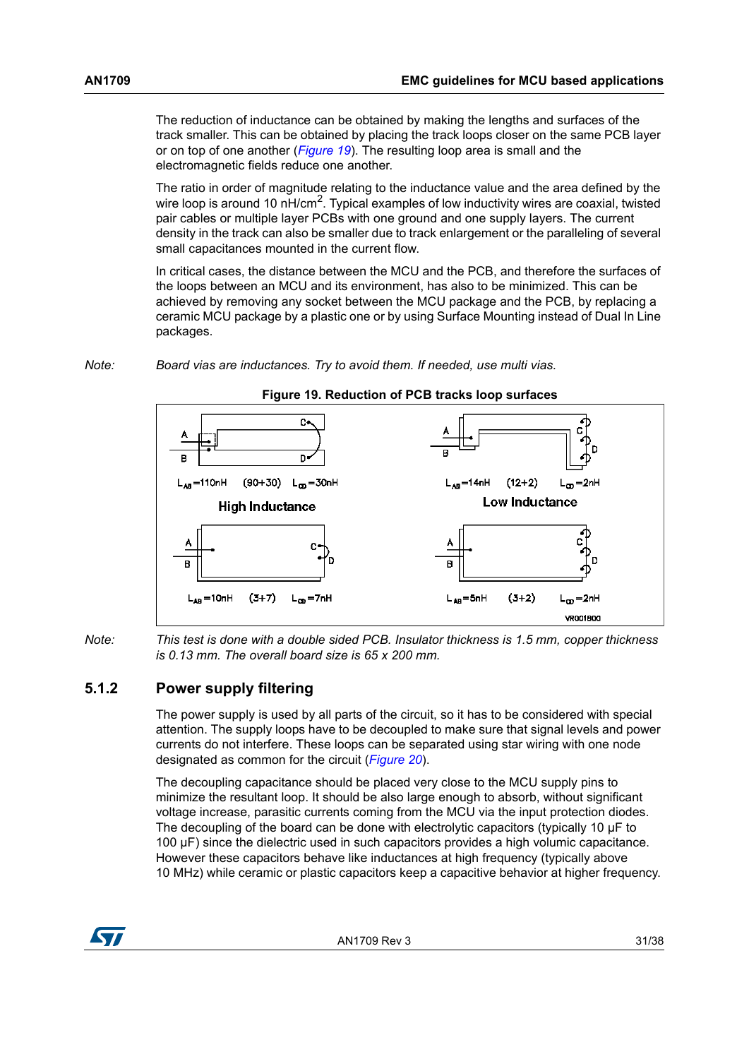The reduction of inductance can be obtained by making the lengths and surfaces of the track smaller. This can be obtained by placing the track loops closer on the same PCB layer or on top of one another (*Figure 19*). The resulting loop area is small and the electromagnetic fields reduce one another.

The ratio in order of magnitude relating to the inductance value and the area defined by the wire loop is around 10 nH/cm$^2$. Typical examples of low inductivity wires are coaxial, twisted pair cables or multiple layer PCBs with one ground and one supply layers. The current density in the track can also be smaller due to track enlargement or the paralleling of several small capacitances mounted in the current flow.

In critical cases, the distance between the MCU and the PCB, and therefore the surfaces of the loops between an MCU and its environment, has also to be minimized. This can be achieved by removing any socket between the MCU package and the PCB, by replacing a ceramic MCU package by a plastic one or by using Surface Mounting instead of Dual In Line packages.

Note: *Board vias are inductances. Try to avoid them. If needed, use multi vias.*

**Figure 19. Reduction of PCB tracks loop surfaces**

High Inductance: $L_{AB}$=110nH (90+30) $L_{CD}$=30nH; $L_{AB}$=10nH (3+7) $L_{CD}$=7nH

Low Inductance: $L_{AB}$=14nH (12+2) $L_{CD}$=2nH; $L_{AB}$=5nH (3+2) $L_{CD}$=2nH

Note: *This test is done with a double sided PCB. Insulator thickness is 1.5 mm, copper thickness is 0.13 mm. The overall board size is 65 x 200 mm.*

### 5.1.2 Power supply filtering

The power supply is used by all parts of the circuit, so it has to be considered with special attention. The supply loops have to be decoupled to make sure that signal levels and power currents do not interfere. These loops can be separated using star wiring with one node designated as common for the circuit (*Figure 20*).

The decoupling capacitance should be placed very close to the MCU supply pins to minimize the resultant loop. It should be also large enough to absorb, without significant voltage increase, parasitic currents coming from the MCU via the input protection diodes. The decoupling of the board can be done with electrolytic capacitors (typically 10 µF to 100 µF) since the dielectric used in such capacitors provides a high volumic capacitance. However these capacitors behave like inductances at high frequency (typically above 10 MHz) while ceramic or plastic capacitors keep a capacitive behavior at higher frequency.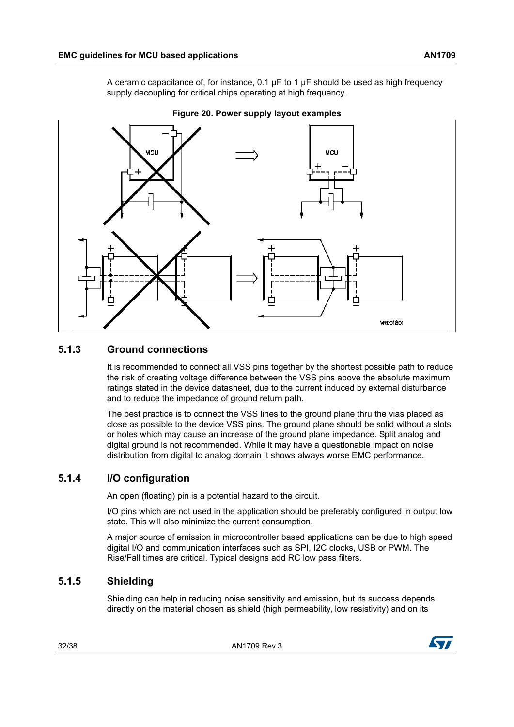A ceramic capacitance of, for instance, 0.1 µF to 1 µF should be used as high frequency supply decoupling for critical chips operating at high frequency.

**Figure 20. Power supply layout examples**

### 5.1.3 Ground connections

It is recommended to connect all VSS pins together by the shortest possible path to reduce the risk of creating voltage difference between the VSS pins above the absolute maximum ratings stated in the device datasheet, due to the current induced by external disturbance and to reduce the impedance of ground return path.

The best practice is to connect the VSS lines to the ground plane thru the vias placed as close as possible to the device VSS pins. The ground plane should be solid without a slots or holes which may cause an increase of the ground plane impedance. Split analog and digital ground is not recommended. While it may have a questionable impact on noise distribution from digital to analog domain it shows always worse EMC performance.

### 5.1.4 I/O configuration

An open (floating) pin is a potential hazard to the circuit.

I/O pins which are not used in the application should be preferably configured in output low state. This will also minimize the current consumption.

A major source of emission in microcontroller based applications can be due to high speed digital I/O and communication interfaces such as SPI, I2C clocks, USB or PWM. The Rise/Fall times are critical. Typical designs add RC low pass filters.

### 5.1.5 Shielding

Shielding can help in reducing noise sensitivity and emission, but its success depends directly on the material chosen as shield (high permeability, low resistivity) and on its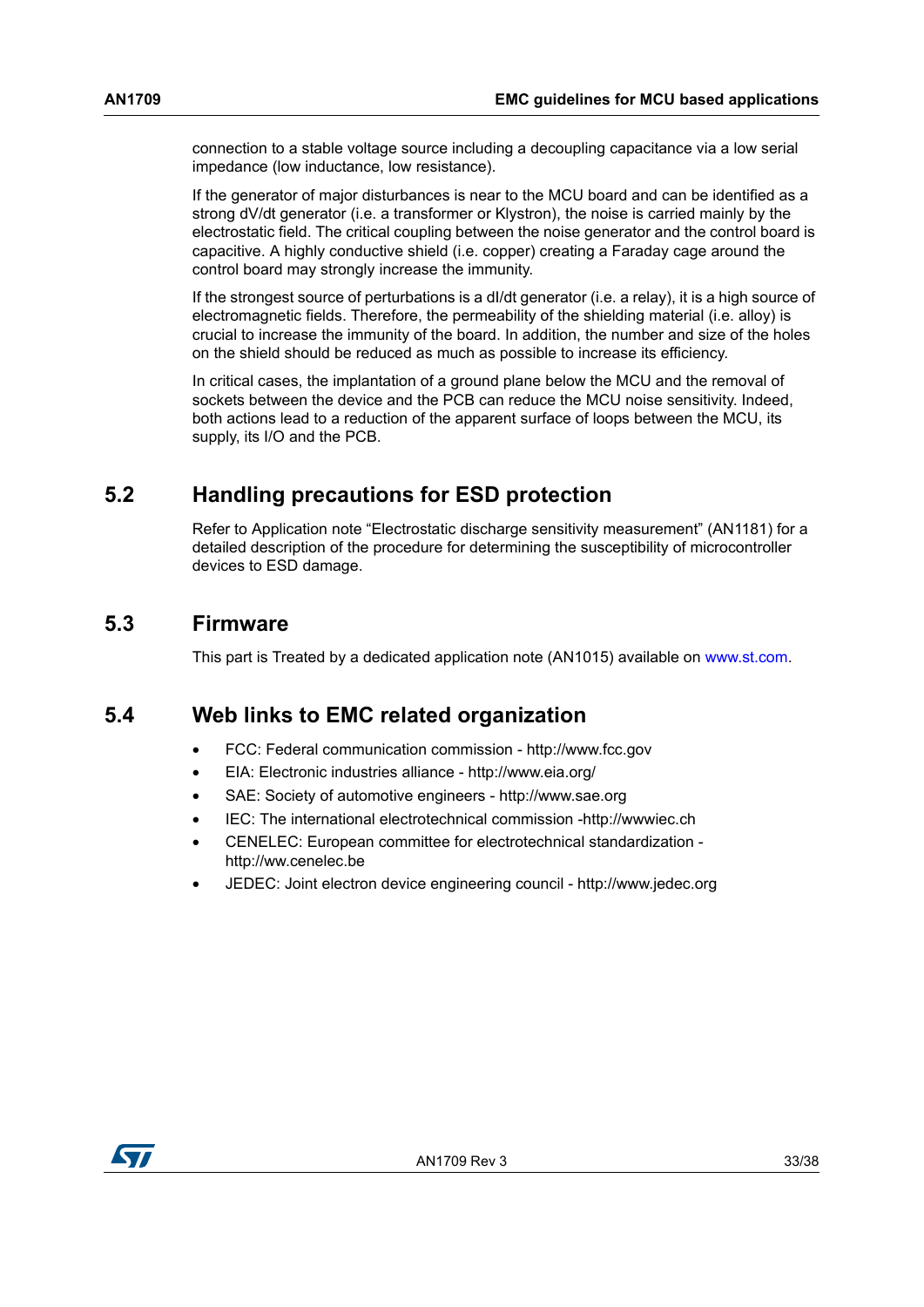connection to a stable voltage source including a decoupling capacitance via a low serial impedance (low inductance, low resistance).

If the generator of major disturbances is near to the MCU board and can be identified as a strong dV/dt generator (i.e. a transformer or Klystron), the noise is carried mainly by the electrostatic field. The critical coupling between the noise generator and the control board is capacitive. A highly conductive shield (i.e. copper) creating a Faraday cage around the control board may strongly increase the immunity.

If the strongest source of perturbations is a dI/dt generator (i.e. a relay), it is a high source of electromagnetic fields. Therefore, the permeability of the shielding material (i.e. alloy) is crucial to increase the immunity of the board. In addition, the number and size of the holes on the shield should be reduced as much as possible to increase its efficiency.

In critical cases, the implantation of a ground plane below the MCU and the removal of sockets between the device and the PCB can reduce the MCU noise sensitivity. Indeed, both actions lead to a reduction of the apparent surface of loops between the MCU, its supply, its I/O and the PCB.

## 5.2 Handling precautions for ESD protection

Refer to Application note "Electrostatic discharge sensitivity measurement" (AN1181) for a detailed description of the procedure for determining the susceptibility of microcontroller devices to ESD damage.

## 5.3 Firmware

This part is Treated by a dedicated application note (AN1015) available on www.st.com.

## 5.4 Web links to EMC related organization

- FCC: Federal communication commission - http://www.fcc.gov
- EIA: Electronic industries alliance - http://www.eia.org/
- SAE: Society of automotive engineers - http://www.sae.org
- IEC: The international electrotechnical commission -http://wwwiec.ch
- CENELEC: European committee for electrotechnical standardization - http://ww.cenelec.be
- JEDEC: Joint electron device engineering council - http://www.jedec.org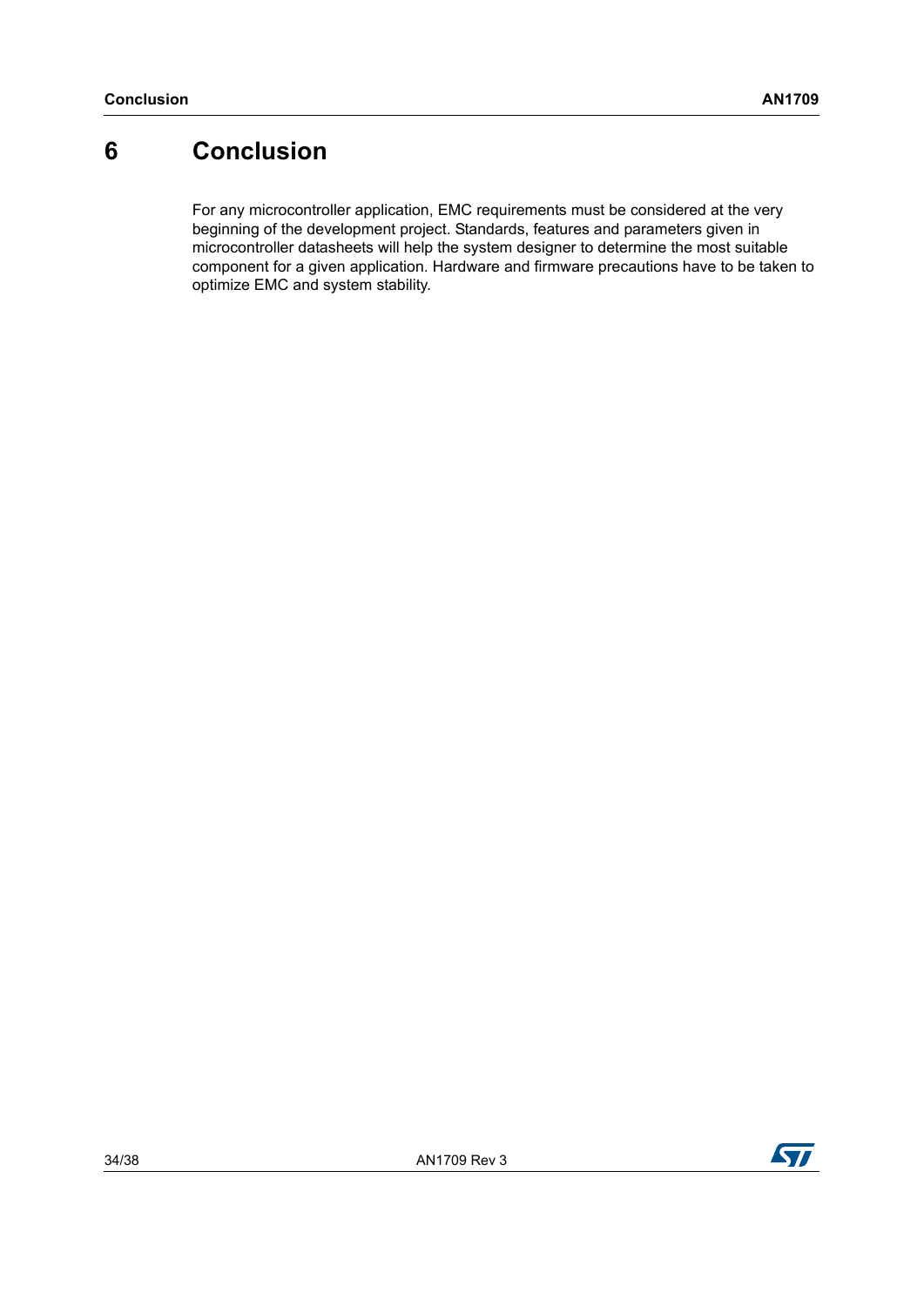# 6 Conclusion

For any microcontroller application, EMC requirements must be considered at the very beginning of the development project. Standards, features and parameters given in microcontroller datasheets will help the system designer to determine the most suitable component for a given application. Hardware and firmware precautions have to be taken to optimize EMC and system stability.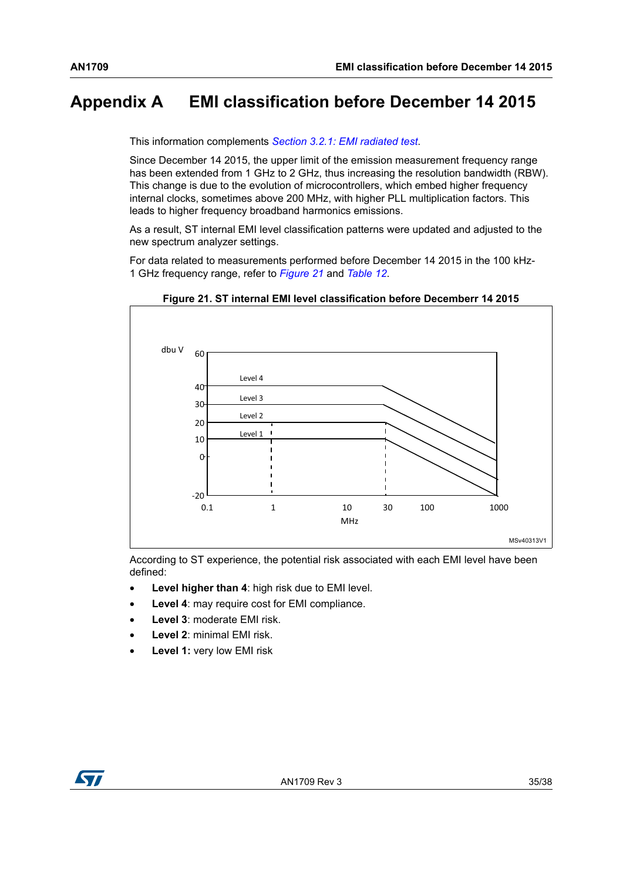# Appendix A EMI classification before December 14 2015

This information complements *Section 3.2.1: EMI radiated test*.

Since December 14 2015, the upper limit of the emission measurement frequency range has been extended from 1 GHz to 2 GHz, thus increasing the resolution bandwidth (RBW). This change is due to the evolution of microcontrollers, which embed higher frequency internal clocks, sometimes above 200 MHz, with higher PLL multiplication factors. This leads to higher frequency broadband harmonics emissions.

As a result, ST internal EMI level classification patterns were updated and adjusted to the new spectrum analyzer settings.

For data related to measurements performed before December 14 2015 in the 100 kHz-1 GHz frequency range, refer to *Figure 21* and *Table 12*.

**Figure 21. ST internal EMI level classification before Decemberr 14 2015**

According to ST experience, the potential risk associated with each EMI level have been defined:

- **Level higher than 4**: high risk due to EMI level.
- **Level 4**: may require cost for EMI compliance.
- **Level 3**: moderate EMI risk.
- **Level 2**: minimal EMI risk.
- **Level 1:** very low EMI risk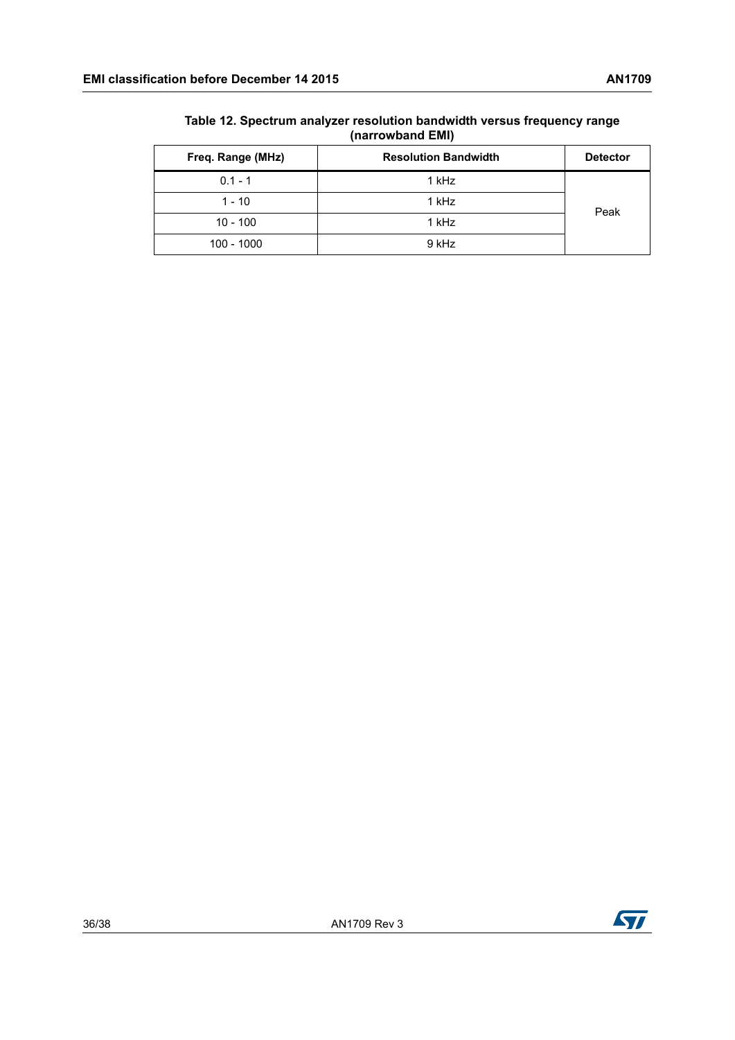**Table 12. Spectrum analyzer resolution bandwidth versus frequency range (narrowband EMI)**

| Freq. Range (MHz) | Resolution Bandwidth | Detector |
|---|---|---|
| 0.1 - 1 | 1 kHz | Peak |
| 1 - 10 | 1 kHz | |
| 10 - 100 | 1 kHz | |
| 100 - 1000 | 9 kHz | |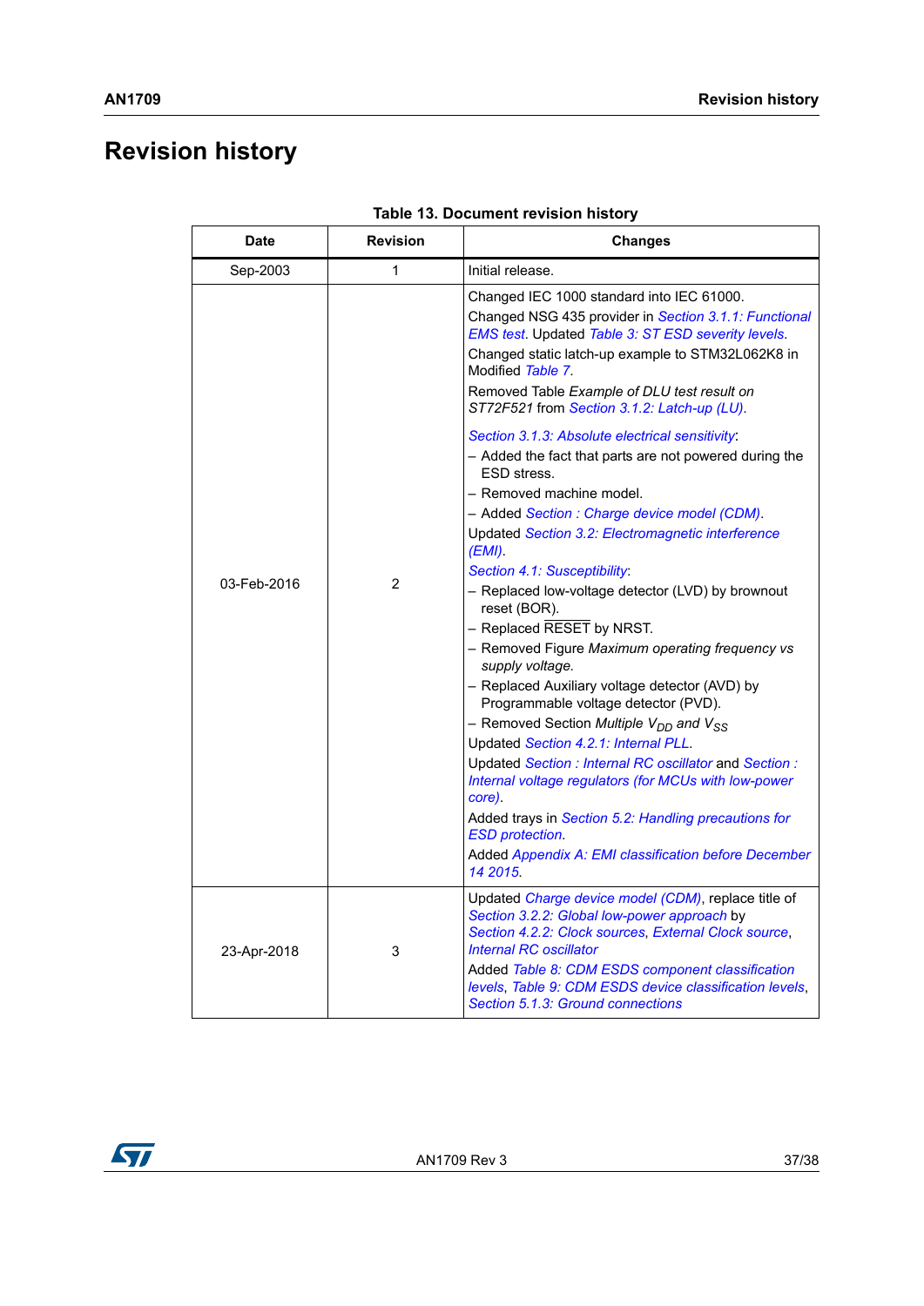# Revision history

**Table 13. Document revision history**

| Date | Revision | Changes |
|---|---|---|
| Sep-2003 | 1 | Initial release. |
| 03-Feb-2016 | 2 | Changed IEC 1000 standard into IEC 61000.<br>Changed NSG 435 provider in *Section 3.1.1: Functional EMS test*. Updated *Table 3: ST ESD severity levels*.<br>Changed static latch-up example to STM32L062K8 in Modified *Table 7*.<br>Removed Table *Example of DLU test result on ST72F521* from *Section 3.1.2: Latch-up (LU)*.<br>*Section 3.1.3: Absolute electrical sensitivity*:<br>– Added the fact that parts are not powered during the ESD stress.<br>– Removed machine model.<br>– Added *Section : Charge device model (CDM)*.<br>Updated *Section 3.2: Electromagnetic interference (EMI)*.<br>*Section 4.1: Susceptibility*:<br>– Replaced low-voltage detector (LVD) by brownout reset (BOR).<br>– Replaced $\overline{\text{RESET}}$ by NRST.<br>– Removed Figure *Maximum operating frequency vs supply voltage.*<br>– Replaced Auxiliary voltage detector (AVD) by Programmable voltage detector (PVD).<br>– Removed Section *Multiple $V_{DD}$ and $V_{SS}$*<br>Updated *Section 4.2.1: Internal PLL*.<br>Updated *Section : Internal RC oscillator* and *Section : Internal voltage regulators (for MCUs with low-power core)*.<br>Added trays in *Section 5.2: Handling precautions for ESD protection*.<br>Added *Appendix A: EMI classification before December 14 2015*. |
| 23-Apr-2018 | 3 | Updated *Charge device model (CDM)*, replace title of *Section 3.2.2: Global low-power approach* by *Section 4.2.2: Clock sources*, *External Clock source*, *Internal RC oscillator*<br>Added *Table 8: CDM ESDS component classification levels*, *Table 9: CDM ESDS device classification levels*, *Section 5.1.3: Ground connections* |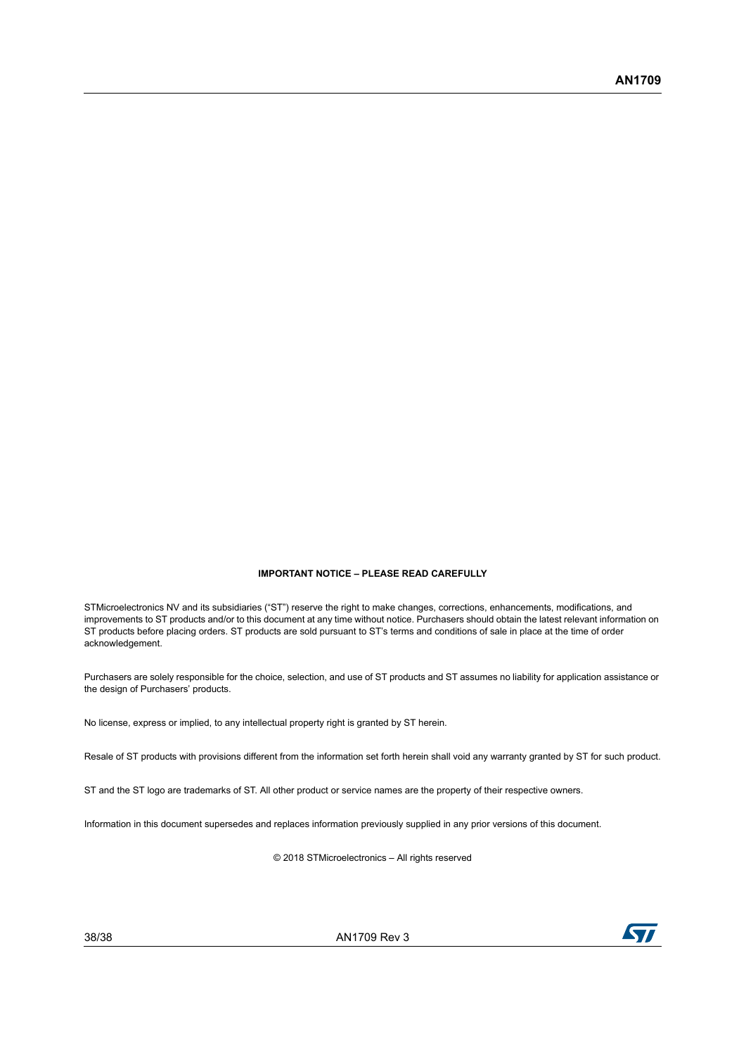**IMPORTANT NOTICE – PLEASE READ CAREFULLY**

STMicroelectronics NV and its subsidiaries (“ST”) reserve the right to make changes, corrections, enhancements, modifications, and improvements to ST products and/or to this document at any time without notice. Purchasers should obtain the latest relevant information on ST products before placing orders. ST products are sold pursuant to ST’s terms and conditions of sale in place at the time of order acknowledgement.

Purchasers are solely responsible for the choice, selection, and use of ST products and ST assumes no liability for application assistance or the design of Purchasers’ products.

No license, express or implied, to any intellectual property right is granted by ST herein.

Resale of ST products with provisions different from the information set forth herein shall void any warranty granted by ST for such product.

ST and the ST logo are trademarks of ST. All other product or service names are the property of their respective owners.

Information in this document supersedes and replaces information previously supplied in any prior versions of this document.

© 2018 STMicroelectronics – All rights reserved